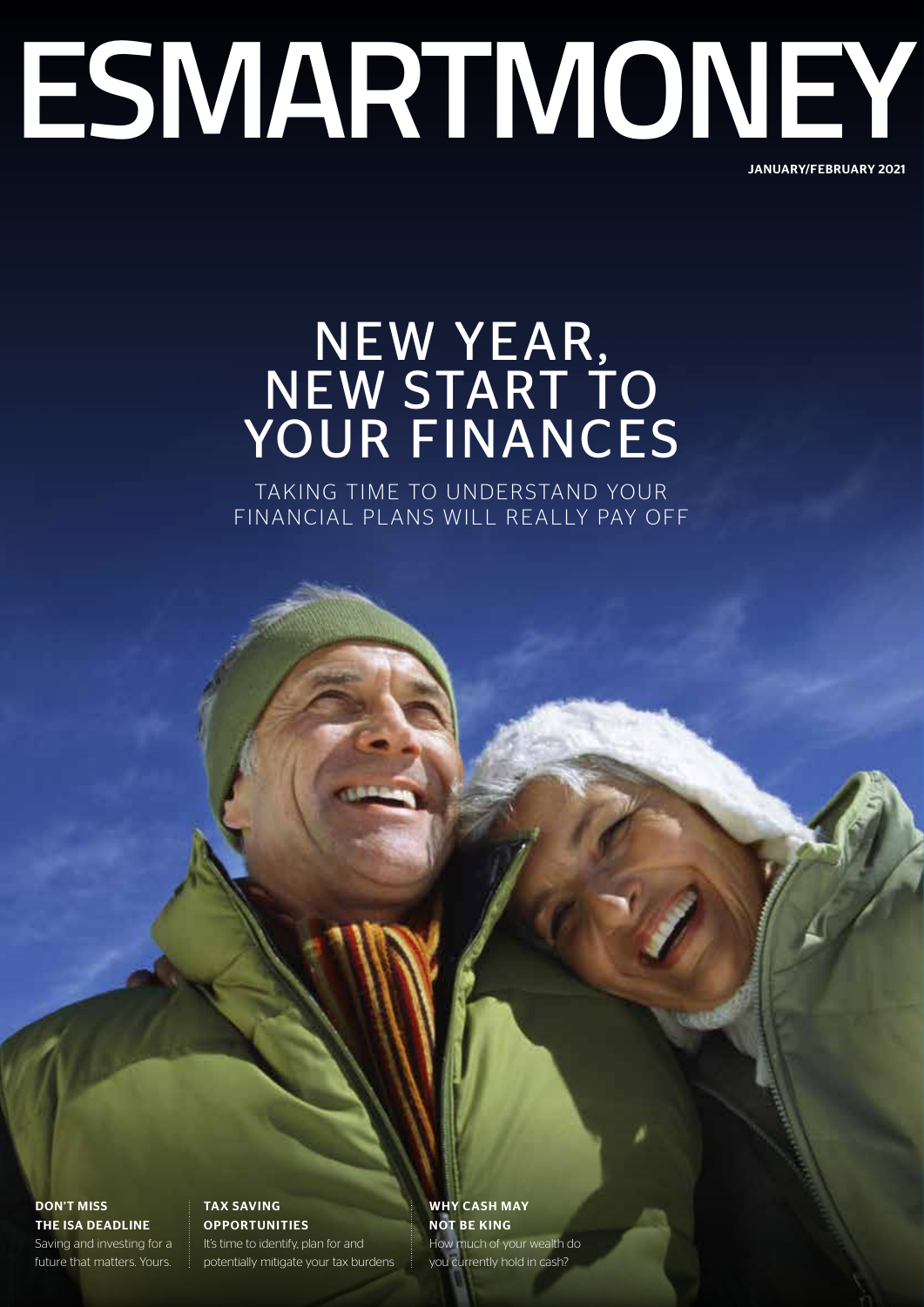# ESMARTMONEY

JANUARY/FEBRUARY 2021

## NEW YEAR, NEW START TO YOUR FINANCES

TAKING TIME TO UNDERSTAND YOUR FINANCIAL PLANS WILL REALLY PAY OFF

**DON'T MISS THE ISA DEADLINE**
Saving and investing for a future that matters. Yours.

**TAX SAVING OPPORTUNITIES**
It's time to identify, plan for and potentially mitigate your tax burdens

**WHY CASH MAY NOT BE KING**
How much of your wealth do you currently hold in cash?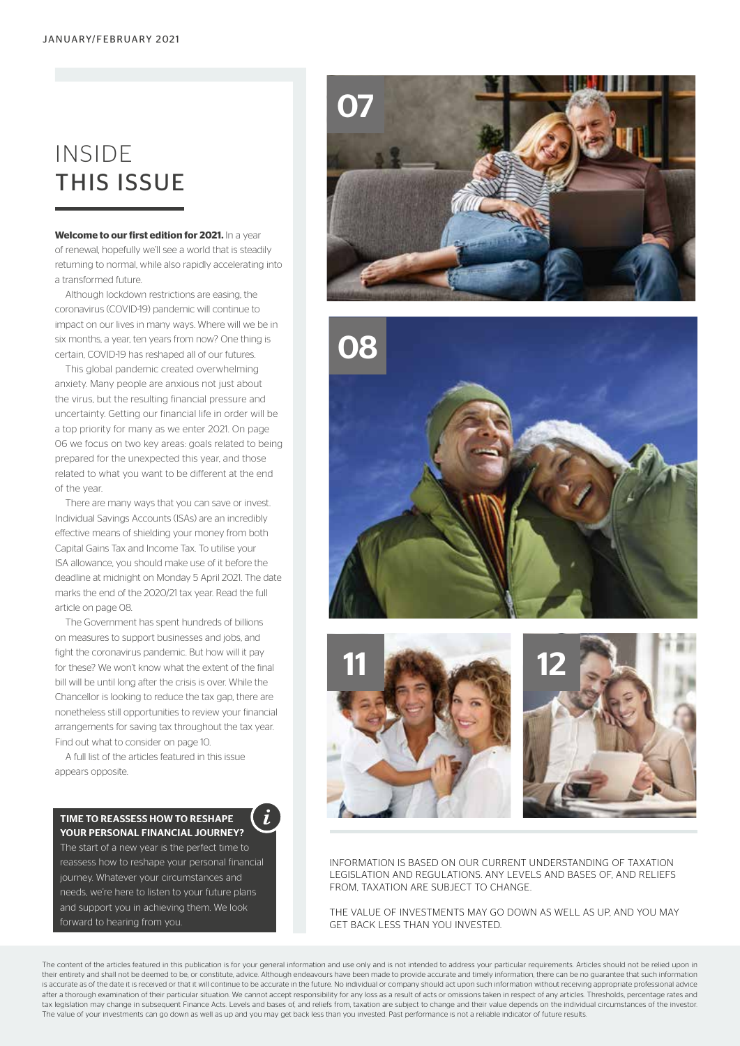# INSIDE THIS ISSUE

**Welcome to our first edition for 2021.** In a year of renewal, hopefully we'll see a world that is steadily returning to normal, while also rapidly accelerating into a transformed future.

Although lockdown restrictions are easing, the coronavirus (COVID-19) pandemic will continue to impact on our lives in many ways. Where will we be in six months, a year, ten years from now? One thing is certain, COVID-19 has reshaped all of our futures.

This global pandemic created overwhelming anxiety. Many people are anxious not just about the virus, but the resulting financial pressure and uncertainty. Getting our financial life in order will be a top priority for many as we enter 2021. On page 06 we focus on two key areas: goals related to being prepared for the unexpected this year, and those related to what you want to be different at the end of the year.

There are many ways that you can save or invest. Individual Savings Accounts (ISAs) are an incredibly effective means of shielding your money from both Capital Gains Tax and Income Tax. To utilise your ISA allowance, you should make use of it before the deadline at midnight on Monday 5 April 2021. The date marks the end of the 2020/21 tax year. Read the full article on page 08.

The Government has spent hundreds of billions on measures to support businesses and jobs, and fight the coronavirus pandemic. But how will it pay for these? We won't know what the extent of the final bill will be until long after the crisis is over. While the Chancellor is looking to reduce the tax gap, there are nonetheless still opportunities to review your financial arrangements for saving tax throughout the tax year. Find out what to consider on page 10.

A full list of the articles featured in this issue appears opposite.

**TIME TO REASSESS HOW TO RESHAPE YOUR PERSONAL FINANCIAL JOURNEY?**

The start of a new year is the perfect time to reassess how to reshape your personal financial journey. Whatever your circumstances and needs, we're here to listen to your future plans and support you in achieving them. We look forward to hearing from you.

07

08

11

12

INFORMATION IS BASED ON OUR CURRENT UNDERSTANDING OF TAXATION LEGISLATION AND REGULATIONS. ANY LEVELS AND BASES OF, AND RELIEFS FROM, TAXATION ARE SUBJECT TO CHANGE.

THE VALUE OF INVESTMENTS MAY GO DOWN AS WELL AS UP, AND YOU MAY GET BACK LESS THAN YOU INVESTED.

The content of the articles featured in this publication is for your general information and use only and is not intended to address your particular requirements. Articles should not be relied upon in their entirety and shall not be deemed to be, or constitute, advice. Although endeavours have been made to provide accurate and timely information, there can be no guarantee that such information is accurate as of the date it is received or that it will continue to be accurate in the future. No individual or company should act upon such information without receiving appropriate professional advice after a thorough examination of their particular situation. We cannot accept responsibility for any loss as a result of acts or omissions taken in respect of any articles. Thresholds, percentage rates and tax legislation may change in subsequent Finance Acts. Levels and bases of, and reliefs from, taxation are subject to change and their value depends on the individual circumstances of the investor. The value of your investments can go down as well as up and you may get back less than you invested. Past performance is not a reliable indicator of future results.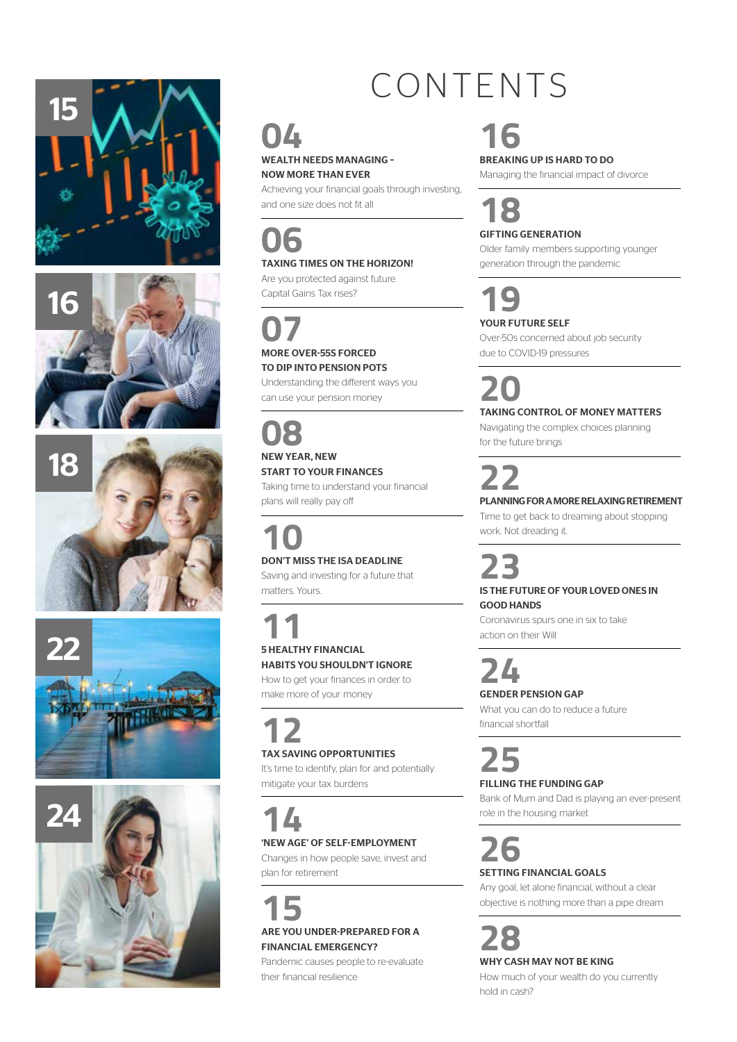# CONTENTS

**04**
**WEALTH NEEDS MANAGING – NOW MORE THAN EVER**
Achieving your financial goals through investing, and one size does not fit all

**06**
**TAXING TIMES ON THE HORIZON!**
Are you protected against future Capital Gains Tax rises?

**07**
**MORE OVER-55S FORCED TO DIP INTO PENSION POTS**
Understanding the different ways you can use your pension money

**08**
**NEW YEAR, NEW START TO YOUR FINANCES**
Taking time to understand your financial plans will really pay off

**10**
**DON'T MISS THE ISA DEADLINE**
Saving and investing for a future that matters. Yours.

**11**
**5 HEALTHY FINANCIAL HABITS YOU SHOULDN'T IGNORE**
How to get your finances in order to make more of your money

**12**
**TAX SAVING OPPORTUNITIES**
It's time to identify, plan for and potentially mitigate your tax burdens

**14**
**'NEW AGE' OF SELF-EMPLOYMENT**
Changes in how people save, invest and plan for retirement

**15**
**ARE YOU UNDER-PREPARED FOR A FINANCIAL EMERGENCY?**
Pandemic causes people to re-evaluate their financial resilience

**16**
**BREAKING UP IS HARD TO DO**
Managing the financial impact of divorce

**18**
**GIFTING GENERATION**
Older family members supporting younger generation through the pandemic

**19**
**YOUR FUTURE SELF**
Over-50s concerned about job security due to COVID-19 pressures

**20**
**TAKING CONTROL OF MONEY MATTERS**
Navigating the complex choices planning for the future brings

**22**
**PLANNING FOR A MORE RELAXING RETIREMENT**
Time to get back to dreaming about stopping work. Not dreading it.

**23**
**IS THE FUTURE OF YOUR LOVED ONES IN GOOD HANDS**
Coronavirus spurs one in six to take action on their Will

**24**
**GENDER PENSION GAP**
What you can do to reduce a future financial shortfall

**25**
**FILLING THE FUNDING GAP**
Bank of Mum and Dad is playing an ever-present role in the housing market

**26**
**SETTING FINANCIAL GOALS**
Any goal, let alone financial, without a clear objective is nothing more than a pipe dream

**28**
**WHY CASH MAY NOT BE KING**
How much of your wealth do you currently hold in cash?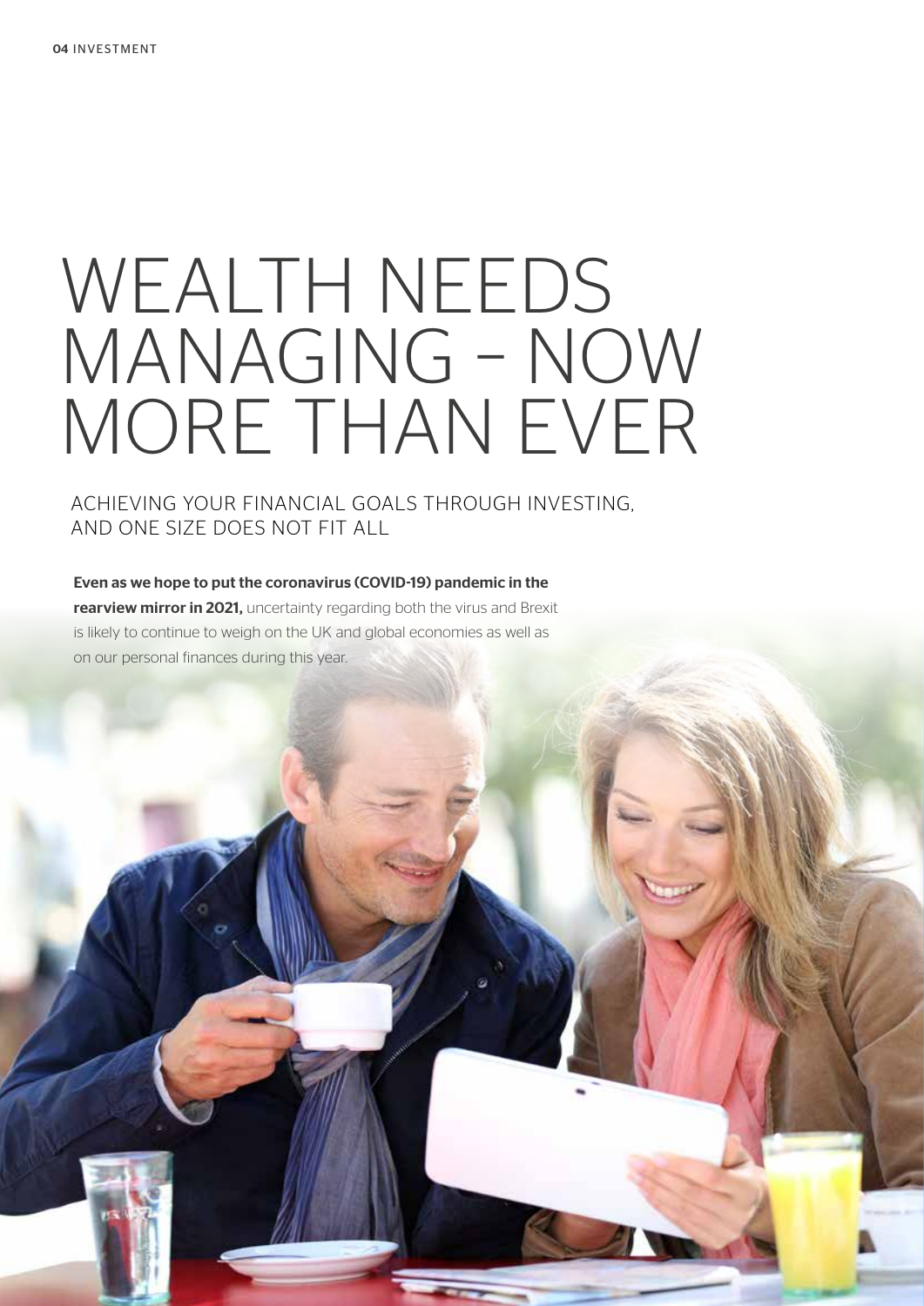# WEALTH NEEDS MANAGING – NOW MORE THAN EVER

## ACHIEVING YOUR FINANCIAL GOALS THROUGH INVESTING, AND ONE SIZE DOES NOT FIT ALL

**Even as we hope to put the coronavirus (COVID-19) pandemic in the rearview mirror in 2021,** uncertainty regarding both the virus and Brexit is likely to continue to weigh on the UK and global economies as well as on our personal finances during this year.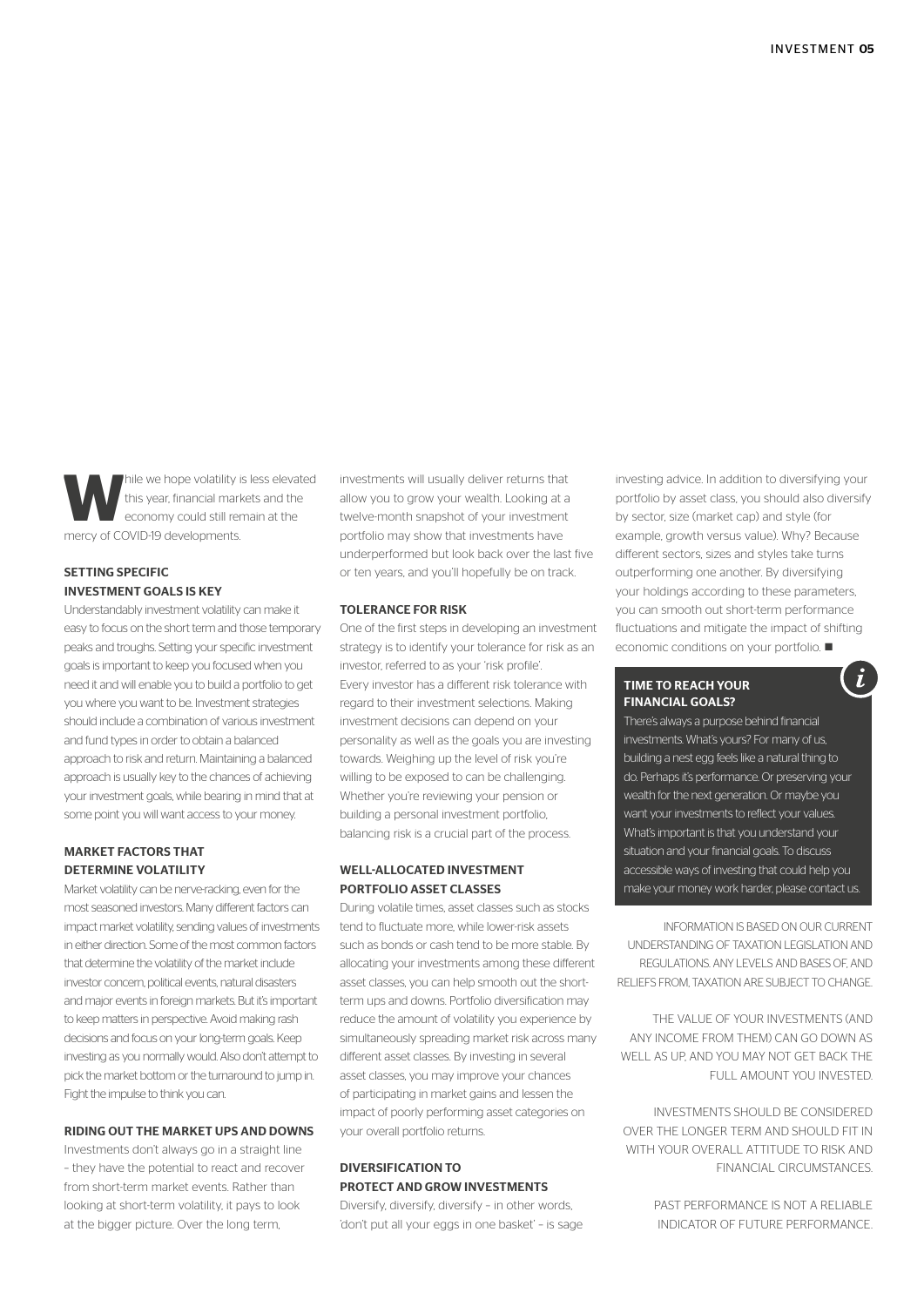While we hope volatility is less elevated this year, financial markets and the economy could still remain at the mercy of COVID-19 developments.

## SETTING SPECIFIC INVESTMENT GOALS IS KEY

Understandably investment volatility can make it easy to focus on the short term and those temporary peaks and troughs. Setting your specific investment goals is important to keep you focused when you need it and will enable you to build a portfolio to get you where you want to be. Investment strategies should include a combination of various investment and fund types in order to obtain a balanced approach to risk and return. Maintaining a balanced approach is usually key to the chances of achieving your investment goals, while bearing in mind that at some point you will want access to your money.

## MARKET FACTORS THAT DETERMINE VOLATILITY

Market volatility can be nerve-racking, even for the most seasoned investors. Many different factors can impact market volatility, sending values of investments in either direction. Some of the most common factors that determine the volatility of the market include investor concern, political events, natural disasters and major events in foreign markets. But it's important to keep matters in perspective. Avoid making rash decisions and focus on your long-term goals. Keep investing as you normally would. Also don't attempt to pick the market bottom or the turnaround to jump in. Fight the impulse to think you can.

## RIDING OUT THE MARKET UPS AND DOWNS

Investments don't always go in a straight line – they have the potential to react and recover from short-term market events. Rather than looking at short-term volatility, it pays to look at the bigger picture. Over the long term, investments will usually deliver returns that allow you to grow your wealth. Looking at a twelve-month snapshot of your investment portfolio may show that investments have underperformed but look back over the last five or ten years, and you'll hopefully be on track.

## TOLERANCE FOR RISK

One of the first steps in developing an investment strategy is to identify your tolerance for risk as an investor, referred to as your 'risk profile'. Every investor has a different risk tolerance with regard to their investment selections. Making investment decisions can depend on your personality as well as the goals you are investing towards. Weighing up the level of risk you're willing to be exposed to can be challenging. Whether you're reviewing your pension or building a personal investment portfolio, balancing risk is a crucial part of the process.

## WELL-ALLOCATED INVESTMENT PORTFOLIO ASSET CLASSES

During volatile times, asset classes such as stocks tend to fluctuate more, while lower-risk assets such as bonds or cash tend to be more stable. By allocating your investments among these different asset classes, you can help smooth out the short-term ups and downs. Portfolio diversification may reduce the amount of volatility you experience by simultaneously spreading market risk across many different asset classes. By investing in several asset classes, you may improve your chances of participating in market gains and lessen the impact of poorly performing asset categories on your overall portfolio returns.

## DIVERSIFICATION TO PROTECT AND GROW INVESTMENTS

Diversify, diversify, diversify – in other words, 'don't put all your eggs in one basket' – is sage investing advice. In addition to diversifying your portfolio by asset class, you should also diversify by sector, size (market cap) and style (for example, growth versus value). Why? Because different sectors, sizes and styles take turns outperforming one another. By diversifying your holdings according to these parameters, you can smooth out short-term performance fluctuations and mitigate the impact of shifting economic conditions on your portfolio. ■

### TIME TO REACH YOUR FINANCIAL GOALS?

There's always a purpose behind financial investments. What's yours? For many of us, building a nest egg feels like a natural thing to do. Perhaps it's performance. Or preserving your wealth for the next generation. Or maybe you want your investments to reflect your values. What's important is that you understand your situation and your financial goals. To discuss accessible ways of investing that could help you make your money work harder, please contact us.

INFORMATION IS BASED ON OUR CURRENT UNDERSTANDING OF TAXATION LEGISLATION AND REGULATIONS. ANY LEVELS AND BASES OF, AND RELIEFS FROM, TAXATION ARE SUBJECT TO CHANGE.

THE VALUE OF YOUR INVESTMENTS (AND ANY INCOME FROM THEM) CAN GO DOWN AS WELL AS UP, AND YOU MAY NOT GET BACK THE FULL AMOUNT YOU INVESTED.

INVESTMENTS SHOULD BE CONSIDERED OVER THE LONGER TERM AND SHOULD FIT IN WITH YOUR OVERALL ATTITUDE TO RISK AND FINANCIAL CIRCUMSTANCES.

PAST PERFORMANCE IS NOT A RELIABLE INDICATOR OF FUTURE PERFORMANCE.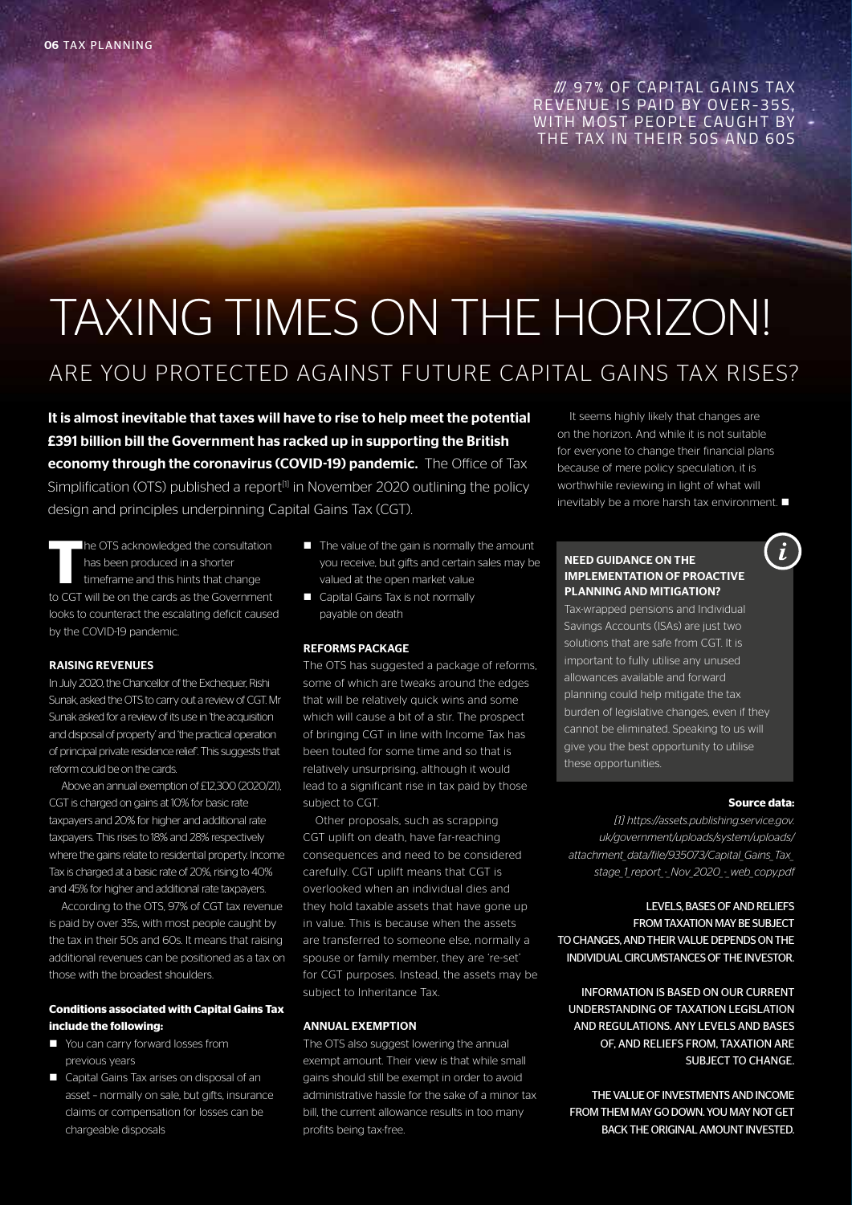/// 97% OF CAPITAL GAINS TAX REVENUE IS PAID BY OVER-35S, WITH MOST PEOPLE CAUGHT BY THE TAX IN THEIR 50S AND 60S

# TAXING TIMES ON THE HORIZON!

## ARE YOU PROTECTED AGAINST FUTURE CAPITAL GAINS TAX RISES?

**It is almost inevitable that taxes will have to rise to help meet the potential £391 billion bill the Government has racked up in supporting the British economy through the coronavirus (COVID-19) pandemic.** The Office of Tax Simplification (OTS) published a report[1] in November 2020 outlining the policy design and principles underpinning Capital Gains Tax (CGT).

The OTS acknowledged the consultation has been produced in a shorter timeframe and this hints that change to CGT will be on the cards as the Government looks to counteract the escalating deficit caused by the COVID-19 pandemic.

### RAISING REVENUES

In July 2020, the Chancellor of the Exchequer, Rishi Sunak, asked the OTS to carry out a review of CGT. Mr Sunak asked for a review of its use in 'the acquisition and disposal of property' and 'the practical operation of principal private residence relief'. This suggests that reform could be on the cards.

Above an annual exemption of £12,300 (2020/21), CGT is charged on gains at 10% for basic rate taxpayers and 20% for higher and additional rate taxpayers. This rises to 18% and 28% respectively where the gains relate to residential property. Income Tax is charged at a basic rate of 20%, rising to 40% and 45% for higher and additional rate taxpayers.

According to the OTS, 97% of CGT tax revenue is paid by over 35s, with most people caught by the tax in their 50s and 60s. It means that raising additional revenues can be positioned as a tax on those with the broadest shoulders.

**Conditions associated with Capital Gains Tax include the following:**

- You can carry forward losses from previous years
- Capital Gains Tax arises on disposal of an asset – normally on sale, but gifts, insurance claims or compensation for losses can be chargeable disposals
- The value of the gain is normally the amount you receive, but gifts and certain sales may be valued at the open market value
- Capital Gains Tax is not normally payable on death

### REFORMS PACKAGE

The OTS has suggested a package of reforms, some of which are tweaks around the edges that will be relatively quick wins and some which will cause a bit of a stir. The prospect of bringing CGT in line with Income Tax has been touted for some time and so that is relatively unsurprising, although it would lead to a significant rise in tax paid by those subject to CGT.

Other proposals, such as scrapping CGT uplift on death, have far-reaching consequences and need to be considered carefully. CGT uplift means that CGT is overlooked when an individual dies and they hold taxable assets that have gone up in value. This is because when the assets are transferred to someone else, normally a spouse or family member, they are 're-set' for CGT purposes. Instead, the assets may be subject to Inheritance Tax.

### ANNUAL EXEMPTION

The OTS also suggest lowering the annual exempt amount. Their view is that while small gains should still be exempt in order to avoid administrative hassle for the sake of a minor tax bill, the current allowance results in too many profits being tax-free.

It seems highly likely that changes are on the horizon. And while it is not suitable for everyone to change their financial plans because of mere policy speculation, it is worthwhile reviewing in light of what will inevitably be a more harsh tax environment. ■

#### NEED GUIDANCE ON THE IMPLEMENTATION OF PROACTIVE PLANNING AND MITIGATION?

Tax-wrapped pensions and Individual Savings Accounts (ISAs) are just two solutions that are safe from CGT. It is important to fully utilise any unused allowances available and forward planning could help mitigate the tax burden of legislative changes, even if they cannot be eliminated. Speaking to us will give you the best opportunity to utilise these opportunities.

**Source data:**

*[1] https://assets.publishing.service.gov.uk/government/uploads/system/uploads/attachment_data/file/935073/Capital_Gains_Tax_stage_1_report_-_Nov_2020_-_web_copy.pdf*

LEVELS, BASES OF AND RELIEFS FROM TAXATION MAY BE SUBJECT TO CHANGES, AND THEIR VALUE DEPENDS ON THE INDIVIDUAL CIRCUMSTANCES OF THE INVESTOR.

INFORMATION IS BASED ON OUR CURRENT UNDERSTANDING OF TAXATION LEGISLATION AND REGULATIONS. ANY LEVELS AND BASES OF, AND RELIEFS FROM, TAXATION ARE SUBJECT TO CHANGE.

THE VALUE OF INVESTMENTS AND INCOME FROM THEM MAY GO DOWN. YOU MAY NOT GET BACK THE ORIGINAL AMOUNT INVESTED.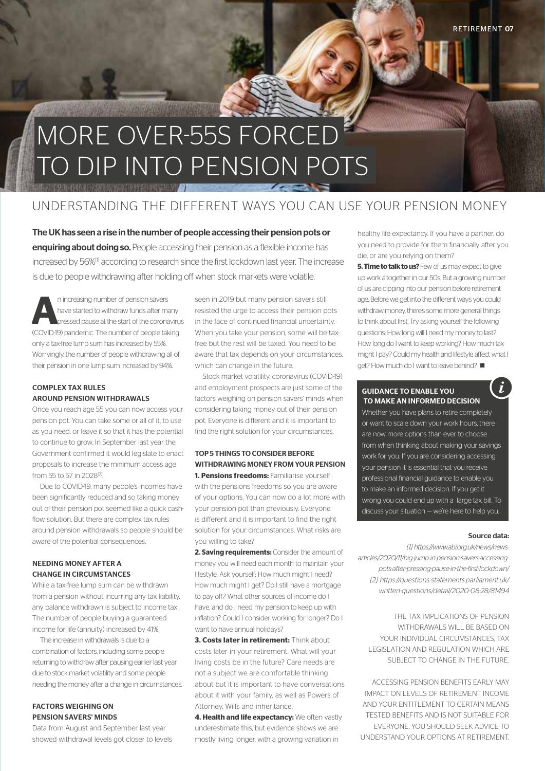# MORE OVER-55S FORCED TO DIP INTO PENSION POTS

## UNDERSTANDING THE DIFFERENT WAYS YOU CAN USE YOUR PENSION MONEY

**The UK has seen a rise in the number of people accessing their pension pots or enquiring about doing so.** People accessing their pension as a flexible income has increased by 56%[1] according to research since the first lockdown last year. The increase is due to people withdrawing after holding off when stock markets were volatile.

An increasing number of pension savers have started to withdraw funds after many pressed pause at the start of the coronavirus (COVID-19) pandemic. The number of people taking only a tax-free lump sum has increased by 55%. Worryingly, the number of people withdrawing all of their pension in one lump sum increased by 94%.

### COMPLEX TAX RULES AROUND PENSION WITHDRAWALS

Once you reach age 55 you can now access your pension pot. You can take some or all of it, to use as you need, or leave it so that it has the potential to continue to grow. In September last year the Government confirmed it would legislate to enact proposals to increase the minimum access age from 55 to 57 in 2028[2].

Due to COVID-19, many people's incomes have been significantly reduced and so taking money out of their pension pot seemed like a quick cash-flow solution. But there are complex tax rules around pension withdrawals so people should be aware of the potential consequences.

### NEEDING MONEY AFTER A CHANGE IN CIRCUMSTANCES

While a tax-free lump sum can be withdrawn from a pension without incurring any tax liability, any balance withdrawn is subject to income tax. The number of people buying a guaranteed income for life (annuity) increased by 41%.

The increase in withdrawals is due to a combination of factors, including some people returning to withdraw after pausing earlier last year due to stock market volatility and some people needing the money after a change in circumstances.

### FACTORS WEIGHING ON PENSION SAVERS' MINDS

Data from August and September last year showed withdrawal levels got closer to levels seen in 2019 but many pension savers still resisted the urge to access their pension pots in the face of continued financial uncertainty. When you take your pension, some will be tax-free but the rest will be taxed. You need to be aware that tax depends on your circumstances, which can change in the future.

Stock market volatility, coronavirus (COVID-19) and employment prospects are just some of the factors weighing on pension savers' minds when considering taking money out of their pension pot. Everyone is different and it is important to find the right solution for your circumstances.

### TOP 5 THINGS TO CONSIDER BEFORE WITHDRAWING MONEY FROM YOUR PENSION

**1. Pensions freedoms:** Familiarise yourself with the pensions freedoms so you are aware of your options. You can now do a lot more with your pension pot than previously. Everyone is different and it is important to find the right solution for your circumstances. What risks are you willing to take?

**2. Saving requirements:** Consider the amount of money you will need each month to maintain your lifestyle. Ask yourself: How much might I need? How much might I get? Do I still have a mortgage to pay off? What other sources of income do I have, and do I need my pension to keep up with inflation? Could I consider working for longer? Do I want to have annual holidays?

**3. Costs later in retirement:** Think about costs later in your retirement. What will your living costs be in the future? Care needs are not a subject we are comfortable thinking about but it is important to have conversations about it with your family, as well as Powers of Attorney, Wills and inheritance.

**4. Health and life expectancy:** We often vastly underestimate this, but evidence shows we are mostly living longer, with a growing variation in healthy life expectancy. If you have a partner, do you need to provide for them financially after you die, or are you relying on them?

**5. Time to talk to us?** Few of us may expect to give up work altogether in our 50s. But a growing number of us are dipping into our pension before retirement age. Before we get into the different ways you could withdraw money, there's some more general things to think about first. Try asking yourself the following questions: How long will I need my money to last? How long do I want to keep working? How much tax might I pay? Could my health and lifestyle affect what I get? How much do I want to leave behind? ■

### GUIDANCE TO ENABLE YOU TO MAKE AN INFORMED DECISION

Whether you have plans to retire completely or want to scale down your work hours, there are now more options than ever to choose from when thinking about making your savings work for you. If you are considering accessing your pension it is essential that you receive professional financial guidance to enable you to make an informed decision. If you get it wrong you could end up with a large tax bill. To discuss your situation – we're here to help you.

**Source data:**

*[1] https://www.abi.org.uk/news/news-articles/2020/11/big-jump-in-pension-savers-accessing-pots-after-pressing-pause-in-the-first-lockdown/*
*[2] https://questions-statements.parliament.uk/written-questions/detail/2020-08-28/81494*

THE TAX IMPLICATIONS OF PENSION WITHDRAWALS WILL BE BASED ON YOUR INDIVIDUAL CIRCUMSTANCES, TAX LEGISLATION AND REGULATION WHICH ARE SUBJECT TO CHANGE IN THE FUTURE.

ACCESSING PENSION BENEFITS EARLY MAY IMPACT ON LEVELS OF RETIREMENT INCOME AND YOUR ENTITLEMENT TO CERTAIN MEANS TESTED BENEFITS AND IS NOT SUITABLE FOR EVERYONE. YOU SHOULD SEEK ADVICE TO UNDERSTAND YOUR OPTIONS AT RETIREMENT.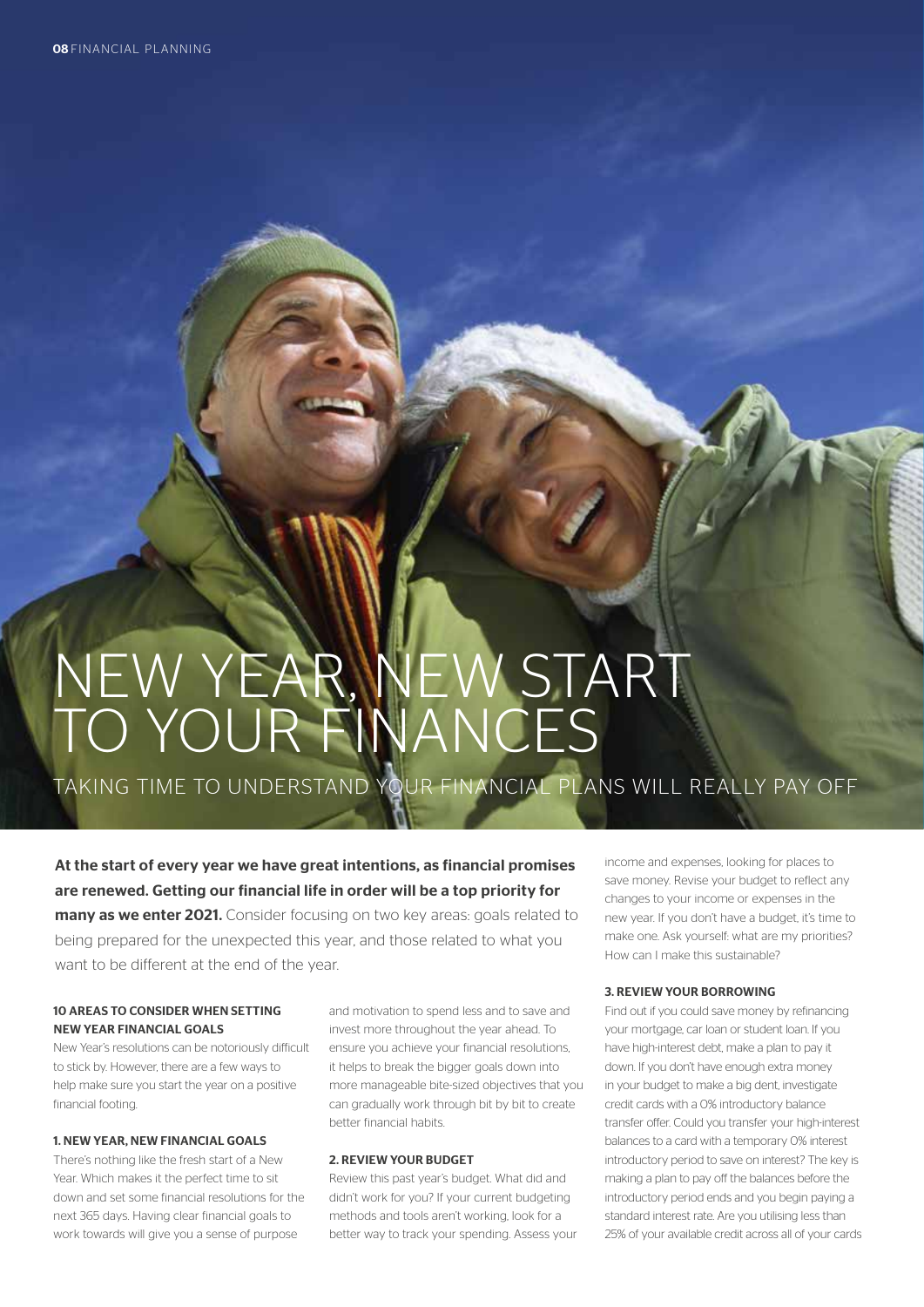// Omit header "08 FINANCIAL PLANNING" as running header.
# NEW YEAR, NEW START TO YOUR FINANCES

## TAKING TIME TO UNDERSTAND YOUR FINANCIAL PLANS WILL REALLY PAY OFF

**At the start of every year we have great intentions, as financial promises are renewed. Getting our financial life in order will be a top priority for many as we enter 2021.** Consider focusing on two key areas: goals related to being prepared for the unexpected this year, and those related to what you want to be different at the end of the year.

### 10 AREAS TO CONSIDER WHEN SETTING NEW YEAR FINANCIAL GOALS

New Year's resolutions can be notoriously difficult to stick by. However, there are a few ways to help make sure you start the year on a positive financial footing.

### 1. NEW YEAR, NEW FINANCIAL GOALS

There's nothing like the fresh start of a New Year. Which makes it the perfect time to sit down and set some financial resolutions for the next 365 days. Having clear financial goals to work towards will give you a sense of purpose and motivation to spend less and to save and invest more throughout the year ahead. To ensure you achieve your financial resolutions, it helps to break the bigger goals down into more manageable bite-sized objectives that you can gradually work through bit by bit to create better financial habits.

### 2. REVIEW YOUR BUDGET

Review this past year's budget. What did and didn't work for you? If your current budgeting methods and tools aren't working, look for a better way to track your spending. Assess your income and expenses, looking for places to save money. Revise your budget to reflect any changes to your income or expenses in the new year. If you don't have a budget, it's time to make one. Ask yourself: what are my priorities? How can I make this sustainable?

### 3. REVIEW YOUR BORROWING

Find out if you could save money by refinancing your mortgage, car loan or student loan. If you have high-interest debt, make a plan to pay it down. If you don't have enough extra money in your budget to make a big dent, investigate credit cards with a 0% introductory balance transfer offer. Could you transfer your high-interest balances to a card with a temporary 0% interest introductory period to save on interest? The key is making a plan to pay off the balances before the introductory period ends and you begin paying a standard interest rate. Are you utilising less than 25% of your available credit across all of your cards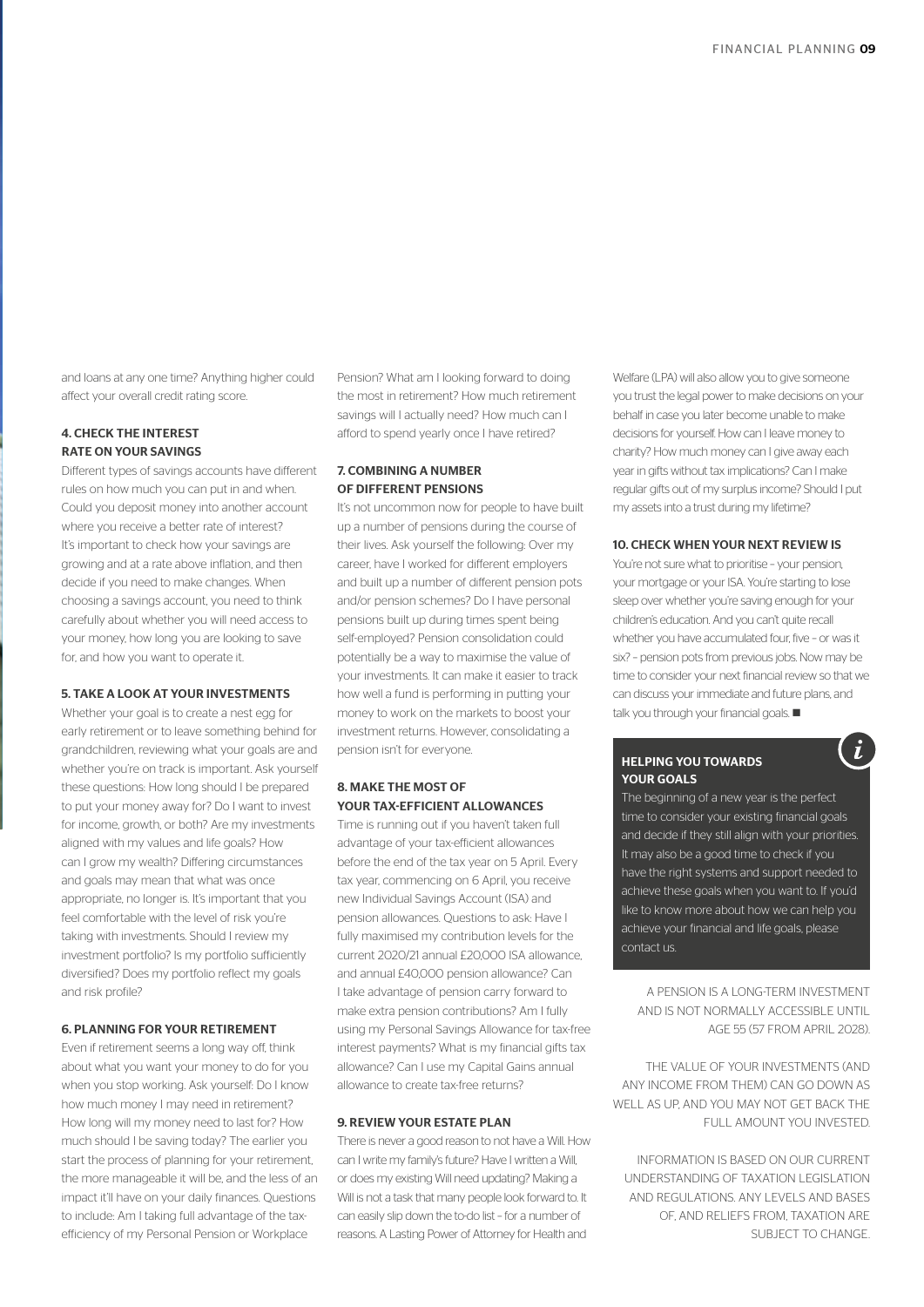and loans at any one time? Anything higher could affect your overall credit rating score.

### 4. CHECK THE INTEREST RATE ON YOUR SAVINGS

Different types of savings accounts have different rules on how much you can put in and when. Could you deposit money into another account where you receive a better rate of interest? It's important to check how your savings are growing and at a rate above inflation, and then decide if you need to make changes. When choosing a savings account, you need to think carefully about whether you will need access to your money, how long you are looking to save for, and how you want to operate it.

### 5. TAKE A LOOK AT YOUR INVESTMENTS

Whether your goal is to create a nest egg for early retirement or to leave something behind for grandchildren, reviewing what your goals are and whether you're on track is important. Ask yourself these questions: How long should I be prepared to put your money away for? Do I want to invest for income, growth, or both? Are my investments aligned with my values and life goals? How can I grow my wealth? Differing circumstances and goals may mean that what was once appropriate, no longer is. It's important that you feel comfortable with the level of risk you're taking with investments. Should I review my investment portfolio? Is my portfolio sufficiently diversified? Does my portfolio reflect my goals and risk profile?

### 6. PLANNING FOR YOUR RETIREMENT

Even if retirement seems a long way off, think about what you want your money to do for you when you stop working. Ask yourself: Do I know how much money I may need in retirement? How long will my money need to last for? How much should I be saving today? The earlier you start the process of planning for your retirement, the more manageable it will be, and the less of an impact it'll have on your daily finances. Questions to include: Am I taking full advantage of the tax-efficiency of my Personal Pension or Workplace Pension? What am I looking forward to doing the most in retirement? How much retirement savings will I actually need? How much can I afford to spend yearly once I have retired?

### 7. COMBINING A NUMBER OF DIFFERENT PENSIONS

It's not uncommon now for people to have built up a number of pensions during the course of their lives. Ask yourself the following: Over my career, have I worked for different employers and built up a number of different pension pots and/or pension schemes? Do I have personal pensions built up during times spent being self-employed? Pension consolidation could potentially be a way to maximise the value of your investments. It can make it easier to track how well a fund is performing in putting your money to work on the markets to boost your investment returns. However, consolidating a pension isn't for everyone.

### 8. MAKE THE MOST OF YOUR TAX-EFFICIENT ALLOWANCES

Time is running out if you haven't taken full advantage of your tax-efficient allowances before the end of the tax year on 5 April. Every tax year, commencing on 6 April, you receive new Individual Savings Account (ISA) and pension allowances. Questions to ask: Have I fully maximised my contribution levels for the current 2020/21 annual £20,000 ISA allowance, and annual £40,000 pension allowance? Can I take advantage of pension carry forward to make extra pension contributions? Am I fully using my Personal Savings Allowance for tax-free interest payments? What is my financial gifts tax allowance? Can I use my Capital Gains annual allowance to create tax-free returns?

### 9. REVIEW YOUR ESTATE PLAN

There is never a good reason to not have a Will. How can I write my family's future? Have I written a Will, or does my existing Will need updating? Making a Will is not a task that many people look forward to. It can easily slip down the to-do list – for a number of reasons. A Lasting Power of Attorney for Health and Welfare (LPA) will also allow you to give someone you trust the legal power to make decisions on your behalf in case you later become unable to make decisions for yourself. How can I leave money to charity? How much money can I give away each year in gifts without tax implications? Can I make regular gifts out of my surplus income? Should I put my assets into a trust during my lifetime?

### 10. CHECK WHEN YOUR NEXT REVIEW IS

You're not sure what to prioritise – your pension, your mortgage or your ISA. You're starting to lose sleep over whether you're saving enough for your children's education. And you can't quite recall whether you have accumulated four, five – or was it six? – pension pots from previous jobs. Now may be time to consider your next financial review so that we can discuss your immediate and future plans, and talk you through your financial goals. ■

### HELPING YOU TOWARDS YOUR GOALS

The beginning of a new year is the perfect time to consider your existing financial goals and decide if they still align with your priorities. It may also be a good time to check if you have the right systems and support needed to achieve these goals when you want to. If you'd like to know more about how we can help you achieve your financial and life goals, please contact us.

A PENSION IS A LONG-TERM INVESTMENT AND IS NOT NORMALLY ACCESSIBLE UNTIL AGE 55 (57 FROM APRIL 2028).

THE VALUE OF YOUR INVESTMENTS (AND ANY INCOME FROM THEM) CAN GO DOWN AS WELL AS UP, AND YOU MAY NOT GET BACK THE FULL AMOUNT YOU INVESTED.

INFORMATION IS BASED ON OUR CURRENT UNDERSTANDING OF TAXATION LEGISLATION AND REGULATIONS. ANY LEVELS AND BASES OF, AND RELIEFS FROM, TAXATION ARE SUBJECT TO CHANGE.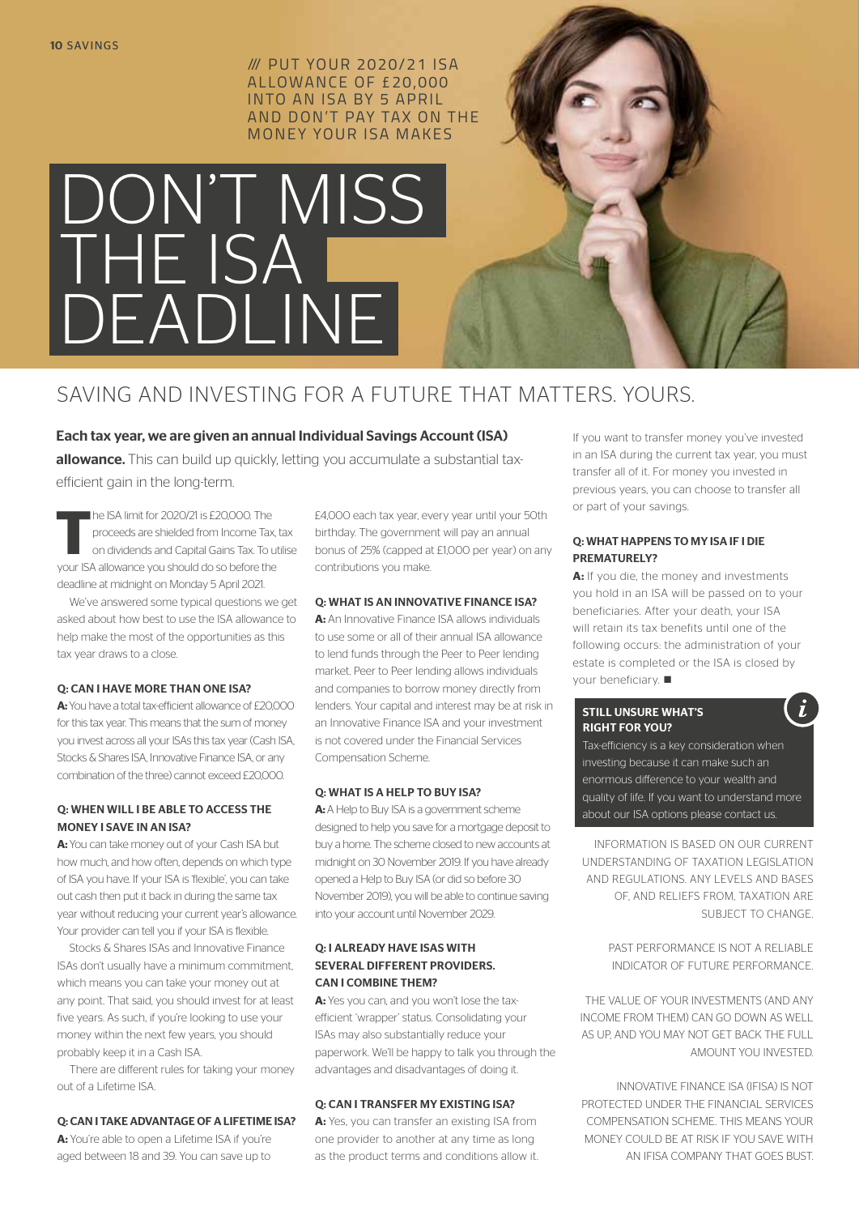/// PUT YOUR 2020/21 ISA ALLOWANCE OF £20,000 INTO AN ISA BY 5 APRIL AND DON'T PAY TAX ON THE MONEY YOUR ISA MAKES

# DON'T MISS THE ISA DEADLINE

## SAVING AND INVESTING FOR A FUTURE THAT MATTERS. YOURS.

**Each tax year, we are given an annual Individual Savings Account (ISA) allowance.** This can build up quickly, letting you accumulate a substantial tax-efficient gain in the long-term.

The ISA limit for 2020/21 is £20,000. The proceeds are shielded from Income Tax, tax on dividends and Capital Gains Tax. To utilise your ISA allowance you should do so before the deadline at midnight on Monday 5 April 2021.

We've answered some typical questions we get asked about how best to use the ISA allowance to help make the most of the opportunities as this tax year draws to a close.

### Q: CAN I HAVE MORE THAN ONE ISA?

**A:** You have a total tax-efficient allowance of £20,000 for this tax year. This means that the sum of money you invest across all your ISAs this tax year (Cash ISA, Stocks & Shares ISA, Innovative Finance ISA, or any combination of the three) cannot exceed £20,000.

### Q: WHEN WILL I BE ABLE TO ACCESS THE MONEY I SAVE IN AN ISA?

**A:** You can take money out of your Cash ISA but how much, and how often, depends on which type of ISA you have. If your ISA is 'flexible', you can take out cash then put it back in during the same tax year without reducing your current year's allowance. Your provider can tell you if your ISA is flexible.

Stocks & Shares ISAs and Innovative Finance ISAs don't usually have a minimum commitment, which means you can take your money out at any point. That said, you should invest for at least five years. As such, if you're looking to use your money within the next few years, you should probably keep it in a Cash ISA.

There are different rules for taking your money out of a Lifetime ISA.

### Q: CAN I TAKE ADVANTAGE OF A LIFETIME ISA?

**A:** You're able to open a Lifetime ISA if you're aged between 18 and 39. You can save up to £4,000 each tax year, every year until your 50th birthday. The government will pay an annual bonus of 25% (capped at £1,000 per year) on any contributions you make.

### Q: WHAT IS AN INNOVATIVE FINANCE ISA?

**A:** An Innovative Finance ISA allows individuals to use some or all of their annual ISA allowance to lend funds through the Peer to Peer lending market. Peer to Peer lending allows individuals and companies to borrow money directly from lenders. Your capital and interest may be at risk in an Innovative Finance ISA and your investment is not covered under the Financial Services Compensation Scheme.

### Q: WHAT IS A HELP TO BUY ISA?

**A:** A Help to Buy ISA is a government scheme designed to help you save for a mortgage deposit to buy a home. The scheme closed to new accounts at midnight on 30 November 2019. If you have already opened a Help to Buy ISA (or did so before 30 November 2019), you will be able to continue saving into your account until November 2029.

### Q: I ALREADY HAVE ISAS WITH SEVERAL DIFFERENT PROVIDERS. CAN I COMBINE THEM?

**A:** Yes you can, and you won't lose the tax-efficient 'wrapper' status. Consolidating your ISAs may also substantially reduce your paperwork. We'll be happy to talk you through the advantages and disadvantages of doing it.

### Q: CAN I TRANSFER MY EXISTING ISA?

**A:** Yes, you can transfer an existing ISA from one provider to another at any time as long as the product terms and conditions allow it. If you want to transfer money you've invested in an ISA during the current tax year, you must transfer all of it. For money you invested in previous years, you can choose to transfer all or part of your savings.

### Q: WHAT HAPPENS TO MY ISA IF I DIE PREMATURELY?

**A:** If you die, the money and investments you hold in an ISA will be passed on to your beneficiaries. After your death, your ISA will retain its tax benefits until one of the following occurs: the administration of your estate is completed or the ISA is closed by your beneficiary. ■

### STILL UNSURE WHAT'S RIGHT FOR YOU?

Tax-efficiency is a key consideration when investing because it can make such an enormous difference to your wealth and quality of life. If you want to understand more about our ISA options please contact us.

INFORMATION IS BASED ON OUR CURRENT UNDERSTANDING OF TAXATION LEGISLATION AND REGULATIONS. ANY LEVELS AND BASES OF, AND RELIEFS FROM, TAXATION ARE SUBJECT TO CHANGE.

PAST PERFORMANCE IS NOT A RELIABLE INDICATOR OF FUTURE PERFORMANCE.

THE VALUE OF YOUR INVESTMENTS (AND ANY INCOME FROM THEM) CAN GO DOWN AS WELL AS UP, AND YOU MAY NOT GET BACK THE FULL AMOUNT YOU INVESTED.

INNOVATIVE FINANCE ISA (IFISA) IS NOT PROTECTED UNDER THE FINANCIAL SERVICES COMPENSATION SCHEME. THIS MEANS YOUR MONEY COULD BE AT RISK IF YOU SAVE WITH AN IFISA COMPANY THAT GOES BUST.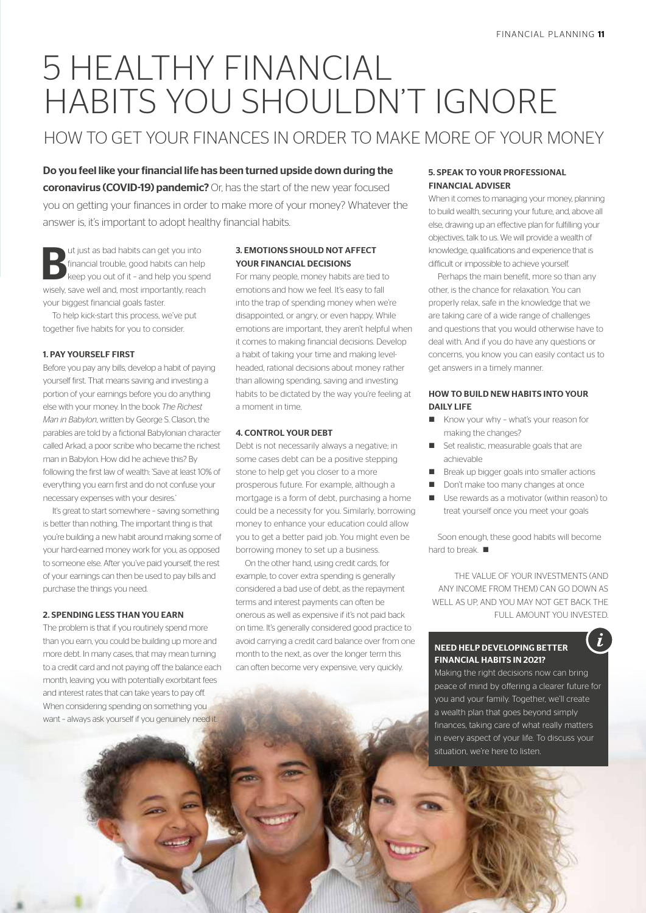# 5 HEALTHY FINANCIAL HABITS YOU SHOULDN'T IGNORE

## HOW TO GET YOUR FINANCES IN ORDER TO MAKE MORE OF YOUR MONEY

**Do you feel like your financial life has been turned upside down during the coronavirus (COVID-19) pandemic?** Or, has the start of the new year focused you on getting your finances in order to make more of your money? Whatever the answer is, it's important to adopt healthy financial habits.

But just as bad habits can get you into financial trouble, good habits can help keep you out of it – and help you spend wisely, save well and, most importantly, reach your biggest financial goals faster.

To help kick-start this process, we've put together five habits for you to consider.

### 1. PAY YOURSELF FIRST

Before you pay any bills, develop a habit of paying yourself first. That means saving and investing a portion of your earnings before you do anything else with your money. In the book *The Richest Man in Babylon*, written by George S. Clason, the parables are told by a fictional Babylonian character called Arkad, a poor scribe who became the richest man in Babylon. How did he achieve this? By following the first law of wealth: 'Save at least 10% of everything you earn first and do not confuse your necessary expenses with your desires.'

It's great to start somewhere – saving something is better than nothing. The important thing is that you're building a new habit around making some of your hard-earned money work for you, as opposed to someone else. After you've paid yourself, the rest of your earnings can then be used to pay bills and purchase the things you need.

### 2. SPENDING LESS THAN YOU EARN

The problem is that if you routinely spend more than you earn, you could be building up more and more debt. In many cases, that may mean turning to a credit card and not paying off the balance each month, leaving you with potentially exorbitant fees and interest rates that can take years to pay off. When considering spending on something you want – always ask yourself if you genuinely need it.

### 3. EMOTIONS SHOULD NOT AFFECT YOUR FINANCIAL DECISIONS

For many people, money habits are tied to emotions and how we feel. It's easy to fall into the trap of spending money when we're disappointed, or angry, or even happy. While emotions are important, they aren't helpful when it comes to making financial decisions. Develop a habit of taking your time and making level-headed, rational decisions about money rather than allowing spending, saving and investing habits to be dictated by the way you're feeling at a moment in time.

### 4. CONTROL YOUR DEBT

Debt is not necessarily always a negative; in some cases debt can be a positive stepping stone to help get you closer to a more prosperous future. For example, although a mortgage is a form of debt, purchasing a home could be a necessity for you. Similarly, borrowing money to enhance your education could allow you to get a better paid job. You might even be borrowing money to set up a business.

On the other hand, using credit cards, for example, to cover extra spending is generally considered a bad use of debt, as the repayment terms and interest payments can often be onerous as well as expensive if it's not paid back on time. It's generally considered good practice to avoid carrying a credit card balance over from one month to the next, as over the longer term this can often become very expensive, very quickly.

### 5. SPEAK TO YOUR PROFESSIONAL FINANCIAL ADVISER

When it comes to managing your money, planning to build wealth, securing your future, and, above all else, drawing up an effective plan for fulfilling your objectives, talk to us. We will provide a wealth of knowledge, qualifications and experience that is difficult or impossible to achieve yourself.

Perhaps the main benefit, more so than any other, is the chance for relaxation. You can properly relax, safe in the knowledge that we are taking care of a wide range of challenges and questions that you would otherwise have to deal with. And if you do have any questions or concerns, you know you can easily contact us to get answers in a timely manner.

### HOW TO BUILD NEW HABITS INTO YOUR DAILY LIFE

- Know your why – what's your reason for making the changes?
- Set realistic, measurable goals that are achievable
- Break up bigger goals into smaller actions
- Don't make too many changes at once
- Use rewards as a motivator (within reason) to treat yourself once you meet your goals

Soon enough, these good habits will become hard to break. ■

THE VALUE OF YOUR INVESTMENTS (AND ANY INCOME FROM THEM) CAN GO DOWN AS WELL AS UP, AND YOU MAY NOT GET BACK THE FULL AMOUNT YOU INVESTED.

### NEED HELP DEVELOPING BETTER FINANCIAL HABITS IN 2021?

Making the right decisions now can bring peace of mind by offering a clearer future for you and your family. Together, we'll create a wealth plan that goes beyond simply finances, taking care of what really matters in every aspect of your life. To discuss your situation, we're here to listen.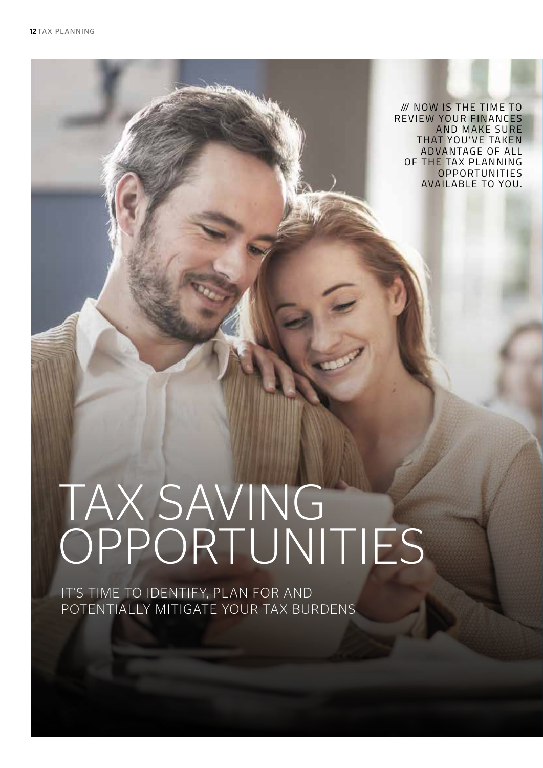/// NOW IS THE TIME TO REVIEW YOUR FINANCES AND MAKE SURE THAT YOU'VE TAKEN ADVANTAGE OF ALL OF THE TAX PLANNING OPPORTUNITIES AVAILABLE TO YOU.

# TAX SAVING OPPORTUNITIES

## IT'S TIME TO IDENTIFY, PLAN FOR AND POTENTIALLY MITIGATE YOUR TAX BURDENS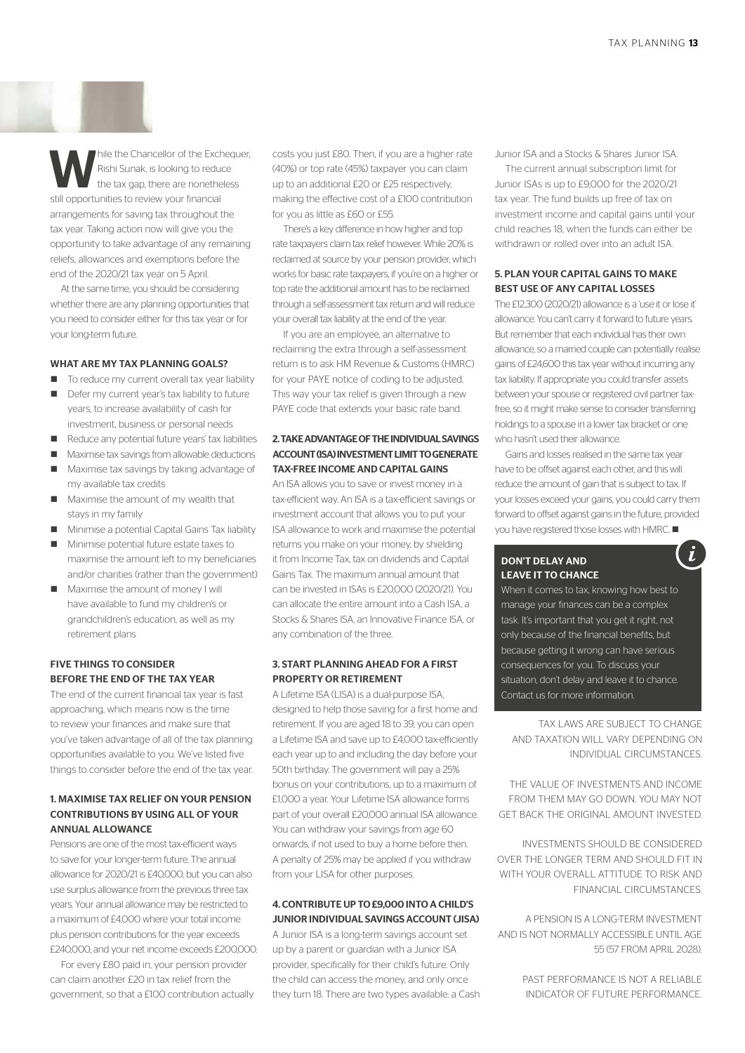While the Chancellor of the Exchequer, Rishi Sunak, is looking to reduce the tax gap, there are nonetheless still opportunities to review your financial arrangements for saving tax throughout the tax year. Taking action now will give you the opportunity to take advantage of any remaining reliefs, allowances and exemptions before the end of the 2020/21 tax year on 5 April.

At the same time, you should be considering whether there are any planning opportunities that you need to consider either for this tax year or for your long-term future.

#### WHAT ARE MY TAX PLANNING GOALS?

- To reduce my current overall tax year liability
- Defer my current year's tax liability to future years, to increase availability of cash for investment, business or personal needs
- Reduce any potential future years' tax liabilities
- Maximise tax savings from allowable deductions
- Maximise tax savings by taking advantage of my available tax credits
- Maximise the amount of my wealth that stays in my family
- Minimise a potential Capital Gains Tax liability
- Minimise potential future estate taxes to maximise the amount left to my beneficiaries and/or charities (rather than the government)
- Maximise the amount of money I will have available to fund my children's or grandchildren's education, as well as my retirement plans

#### FIVE THINGS TO CONSIDER BEFORE THE END OF THE TAX YEAR

The end of the current financial tax year is fast approaching, which means now is the time to review your finances and make sure that you've taken advantage of all of the tax planning opportunities available to you. We've listed five things to consider before the end of the tax year.

#### 1. MAXIMISE TAX RELIEF ON YOUR PENSION CONTRIBUTIONS BY USING ALL OF YOUR ANNUAL ALLOWANCE

Pensions are one of the most tax-efficient ways to save for your longer-term future. The annual allowance for 2020/21 is £40,000, but you can also use surplus allowance from the previous three tax years. Your annual allowance may be restricted to a maximum of £4,000 where your total income plus pension contributions for the year exceeds £240,000, and your net income exceeds £200,000.

For every £80 paid in, your pension provider can claim another £20 in tax relief from the government, so that a £100 contribution actually costs you just £80. Then, if you are a higher rate (40%) or top rate (45%) taxpayer you can claim up to an additional £20 or £25 respectively, making the effective cost of a £100 contribution for you as little as £60 or £55.

There's a key difference in how higher and top rate taxpayers claim tax relief however. While 20% is reclaimed at source by your pension provider, which works for basic rate taxpayers, if you're on a higher or top rate the additional amount has to be reclaimed through a self-assessment tax return and will reduce your overall tax liability at the end of the year.

If you are an employee, an alternative to reclaiming the extra through a self-assessment return is to ask HM Revenue & Customs (HMRC) for your PAYE notice of coding to be adjusted. This way your tax relief is given through a new PAYE code that extends your basic rate band.

#### 2. TAKE ADVANTAGE OF THE INDIVIDUAL SAVINGS ACCOUNT (ISA) INVESTMENT LIMIT TO GENERATE TAX-FREE INCOME AND CAPITAL GAINS

An ISA allows you to save or invest money in a tax-efficient way. An ISA is a tax-efficient savings or investment account that allows you to put your ISA allowance to work and maximise the potential returns you make on your money, by shielding it from Income Tax, tax on dividends and Capital Gains Tax. The maximum annual amount that can be invested in ISAs is £20,000 (2020/21). You can allocate the entire amount into a Cash ISA, a Stocks & Shares ISA, an Innovative Finance ISA, or any combination of the three.

#### 3. START PLANNING AHEAD FOR A FIRST PROPERTY OR RETIREMENT

A Lifetime ISA (LISA) is a dual-purpose ISA, designed to help those saving for a first home and retirement. If you are aged 18 to 39, you can open a Lifetime ISA and save up to £4,000 tax-efficiently each year up to and including the day before your 50th birthday. The government will pay a 25% bonus on your contributions, up to a maximum of £1,000 a year. Your Lifetime ISA allowance forms part of your overall £20,000 annual ISA allowance. You can withdraw your savings from age 60 onwards, if not used to buy a home before then. A penalty of 25% may be applied if you withdraw from your LISA for other purposes.

#### 4. CONTRIBUTE UP TO £9,000 INTO A CHILD'S JUNIOR INDIVIDUAL SAVINGS ACCOUNT (JISA)

A Junior ISA is a long-term savings account set up by a parent or guardian with a Junior ISA provider, specifically for their child's future. Only the child can access the money, and only once they turn 18. There are two types available: a Cash Junior ISA and a Stocks & Shares Junior ISA.

The current annual subscription limit for Junior ISAs is up to £9,000 for the 2020/21 tax year. The fund builds up free of tax on investment income and capital gains until your child reaches 18, when the funds can either be withdrawn or rolled over into an adult ISA.

#### 5. PLAN YOUR CAPITAL GAINS TO MAKE BEST USE OF ANY CAPITAL LOSSES

The £12,300 (2020/21) allowance is a 'use it or lose it' allowance. You can't carry it forward to future years. But remember that each individual has their own allowance, so a married couple can potentially realise gains of £24,600 this tax year without incurring any tax liability. If appropriate you could transfer assets between your spouse or registered civil partner tax-free, so it might make sense to consider transferring holdings to a spouse in a lower tax bracket or one who hasn't used their allowance.

Gains and losses realised in the same tax year have to be offset against each other, and this will reduce the amount of gain that is subject to tax. If your losses exceed your gains, you could carry them forward to offset against gains in the future, provided you have registered those losses with HMRC. ■

#### DON'T DELAY AND LEAVE IT TO CHANCE

When it comes to tax, knowing how best to manage your finances can be a complex task. It's important that you get it right, not only because of the financial benefits, but because getting it wrong can have serious consequences for you. To discuss your situation, don't delay and leave it to chance. Contact us for more information.

TAX LAWS ARE SUBJECT TO CHANGE AND TAXATION WILL VARY DEPENDING ON INDIVIDUAL CIRCUMSTANCES.

THE VALUE OF INVESTMENTS AND INCOME FROM THEM MAY GO DOWN. YOU MAY NOT GET BACK THE ORIGINAL AMOUNT INVESTED.

INVESTMENTS SHOULD BE CONSIDERED OVER THE LONGER TERM AND SHOULD FIT IN WITH YOUR OVERALL ATTITUDE TO RISK AND FINANCIAL CIRCUMSTANCES.

A PENSION IS A LONG-TERM INVESTMENT AND IS NOT NORMALLY ACCESSIBLE UNTIL AGE 55 (57 FROM APRIL 2028).

PAST PERFORMANCE IS NOT A RELIABLE INDICATOR OF FUTURE PERFORMANCE.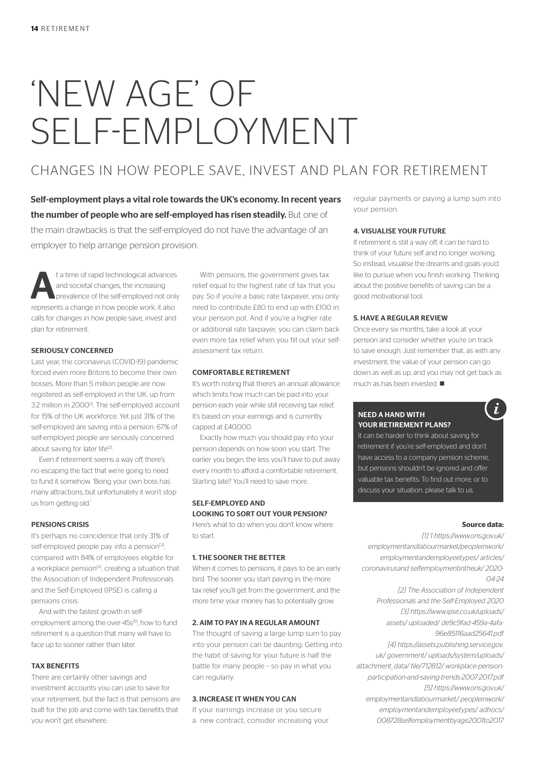# 'NEW AGE' OF SELF-EMPLOYMENT

## CHANGES IN HOW PEOPLE SAVE, INVEST AND PLAN FOR RETIREMENT

**Self-employment plays a vital role towards the UK's economy. In recent years the number of people who are self-employed has risen steadily.** But one of the main drawbacks is that the self-employed do not have the advantage of an employer to help arrange pension provision.

At a time of rapid technological advances and societal changes, the increasing prevalence of the self-employed not only represents a change in how people work, it also calls for changes in how people save, invest and plan for retirement.

### SERIOUSLY CONCERNED

Last year, the coronavirus (COVID-19) pandemic forced even more Britons to become their own bosses. More than 5 million people are now registered as self-employed in the UK, up from 3.2 million in 2000[1]. The self-employed account for 15% of the UK workforce. Yet just 31% of the self-employed are saving into a pension. 67% of self-employed people are seriously concerned about saving for later life[2].

Even if retirement seems a way off, there's no escaping the fact that we're going to need to fund it somehow. 'Being your own boss has many attractions, but unfortunately it won't stop us from getting old.'

### PENSIONS CRISIS

It's perhaps no coincidence that only 31% of self-employed people pay into a pension[3], compared with 84% of employees eligible for a workplace pension[4], creating a situation that the Association of Independent Professionals and the Self-Employed (IPSE) is calling a pensions crisis.

And with the fastest growth in self-employment among the over-45s[5], how to fund retirement is a question that many will have to face up to sooner rather than later.

### TAX BENEFITS

There are certainly other savings and investment accounts you can use to save for your retirement, but the fact is that pensions are built for the job and come with tax benefits that you won't get elsewhere.

With pensions, the government gives tax relief equal to the highest rate of tax that you pay. So if you're a basic rate taxpayer, you only need to contribute £80 to end up with £100 in your pension pot. And if you're a higher rate or additional rate taxpayer, you can claim back even more tax relief when you fill out your self-assessment tax return.

### COMFORTABLE RETIREMENT

It's worth noting that there's an annual allowance which limits how much can be paid into your pension each year while still receiving tax relief. It's based on your earnings and is currently capped at £40,000.

Exactly how much you should pay into your pension depends on how soon you start. The earlier you begin, the less you'll have to put away every month to afford a comfortable retirement. Starting late? You'll need to save more.

### SELF-EMPLOYED AND LOOKING TO SORT OUT YOUR PENSION?

Here's what to do when you don't know where to start.

#### 1. THE SOONER THE BETTER

When it comes to pensions, it pays to be an early bird. The sooner you start paying in, the more tax relief you'll get from the government, and the more time your money has to potentially grow.

#### 2. AIM TO PAY IN A REGULAR AMOUNT

The thought of saving a large lump sum to pay into your pension can be daunting. Getting into the habit of saving for your future is half the battle for many people – so pay in what you can regularly.

#### 3. INCREASE IT WHEN YOU CAN

If your earnings increase or you secure a new contract, consider increasing your regular payments or paying a lump sum into your pension.

#### 4. VISUALISE YOUR FUTURE

If retirement is still a way off, it can be hard to think of your future self and no longer working. So instead, visualise the dreams and goals you'd like to pursue when you finish working. Thinking about the positive benefits of saving can be a good motivational tool.

#### 5. HAVE A REGULAR REVIEW

Once every six months, take a look at your pension and consider whether you're on track to save enough. Just remember that, as with any investment, the value of your pension can go down as well as up, and you may not get back as much as has been invested. ■

### NEED A HAND WITH YOUR RETIREMENT PLANS?

It can be harder to think about saving for retirement if you're self-employed and don't have access to a company pension scheme, but pensions shouldn't be ignored and offer valuable tax benefits. To find out more, or to discuss your situation, please talk to us.

**Source data:**

*[1] 1 https://www.ons.gov.uk/employmentandlabourmarket/peopleinwork/employmentandemployeetypes/articles/coronavirusand selfemploymentintheuk/2020-04-24*

*[2] The Association of Independent Professionals and the Self-Employed 2020*

*[3] https://www.ipse.co.uk/uploads/assets/uploaded/de9c9fad-459a-4afa-96e85116aad25641.pdf*

*[4] https://assets.publishing.service.gov.uk/government/uploads/system/uploads/attachment_data/file/712812/workplace-pension-participation-and-saving-trends-2007-2017.pdf*

*[5] https://www.ons.gov.uk/employmentandlabourmarket/peopleinwork/employmentandemployeetypes/adhocs/008728selfemploymentbyage2001to2017*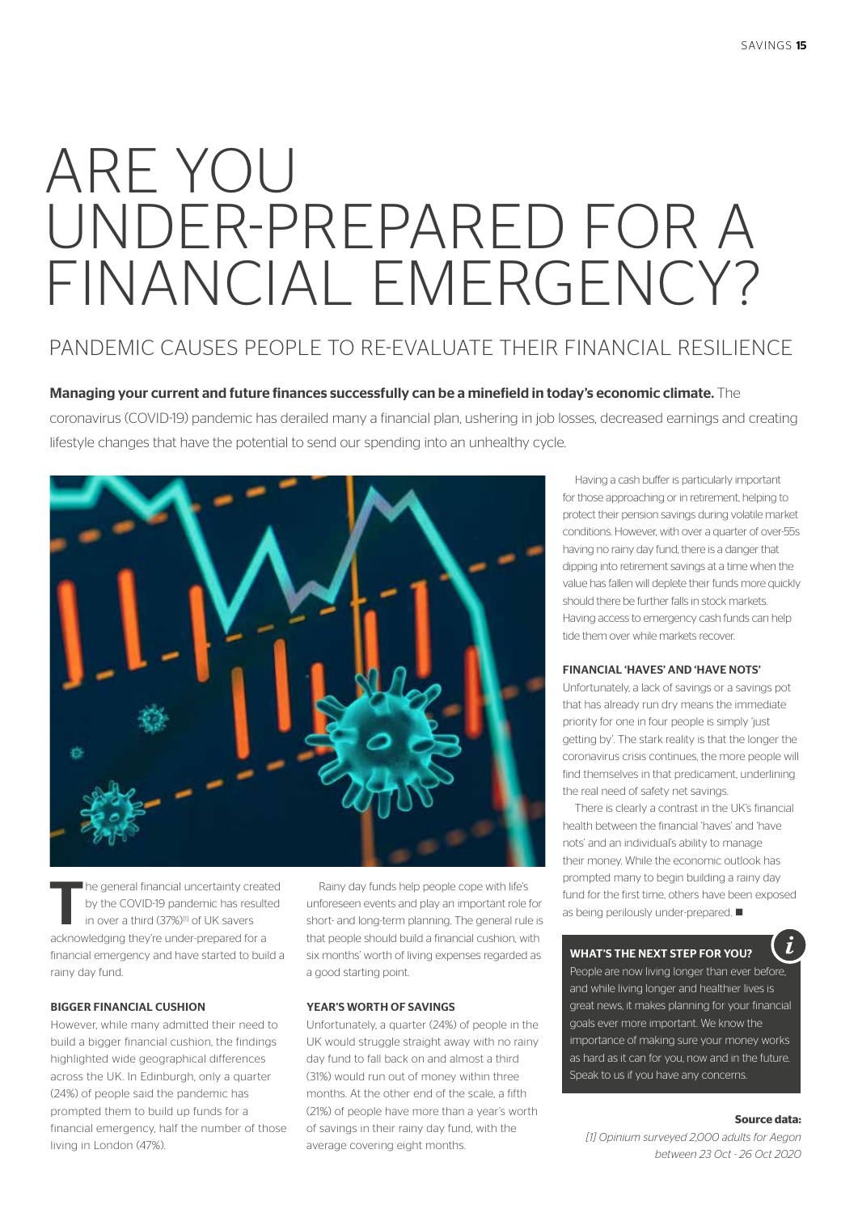# ARE YOU UNDER-PREPARED FOR A FINANCIAL EMERGENCY?

## PANDEMIC CAUSES PEOPLE TO RE-EVALUATE THEIR FINANCIAL RESILIENCE

**Managing your current and future finances successfully can be a minefield in today's economic climate.** The coronavirus (COVID-19) pandemic has derailed many a financial plan, ushering in job losses, decreased earnings and creating lifestyle changes that have the potential to send our spending into an unhealthy cycle.

The general financial uncertainty created by the COVID-19 pandemic has resulted in over a third (37%)[1] of UK savers acknowledging they're under-prepared for a financial emergency and have started to build a rainy day fund.

### BIGGER FINANCIAL CUSHION

However, while many admitted their need to build a bigger financial cushion, the findings highlighted wide geographical differences across the UK. In Edinburgh, only a quarter (24%) of people said the pandemic has prompted them to build up funds for a financial emergency, half the number of those living in London (47%).

Rainy day funds help people cope with life's unforeseen events and play an important role for short- and long-term planning. The general rule is that people should build a financial cushion, with six months' worth of living expenses regarded as a good starting point.

### YEAR'S WORTH OF SAVINGS

Unfortunately, a quarter (24%) of people in the UK would struggle straight away with no rainy day fund to fall back on and almost a third (31%) would run out of money within three months. At the other end of the scale, a fifth (21%) of people have more than a year's worth of savings in their rainy day fund, with the average covering eight months.

Having a cash buffer is particularly important for those approaching or in retirement, helping to protect their pension savings during volatile market conditions. However, with over a quarter of over-55s having no rainy day fund, there is a danger that dipping into retirement savings at a time when the value has fallen will deplete their funds more quickly should there be further falls in stock markets. Having access to emergency cash funds can help tide them over while markets recover.

### FINANCIAL 'HAVES' AND 'HAVE NOTS'

Unfortunately, a lack of savings or a savings pot that has already run dry means the immediate priority for one in four people is simply 'just getting by'. The stark reality is that the longer the coronavirus crisis continues, the more people will find themselves in that predicament, underlining the real need of safety net savings.

There is clearly a contrast in the UK's financial health between the financial 'haves' and 'have nots' and an individual's ability to manage their money. While the economic outlook has prompted many to begin building a rainy day fund for the first time, others have been exposed as being perilously under-prepared. ■

### WHAT'S THE NEXT STEP FOR YOU?

People are now living longer than ever before, and while living longer and healthier lives is great news, it makes planning for your financial goals ever more important. We know the importance of making sure your money works as hard as it can for you, now and in the future. Speak to us if you have any concerns.

**Source data:**

*[1] Opinium surveyed 2,000 adults for Aegon between 23 Oct - 26 Oct 2020*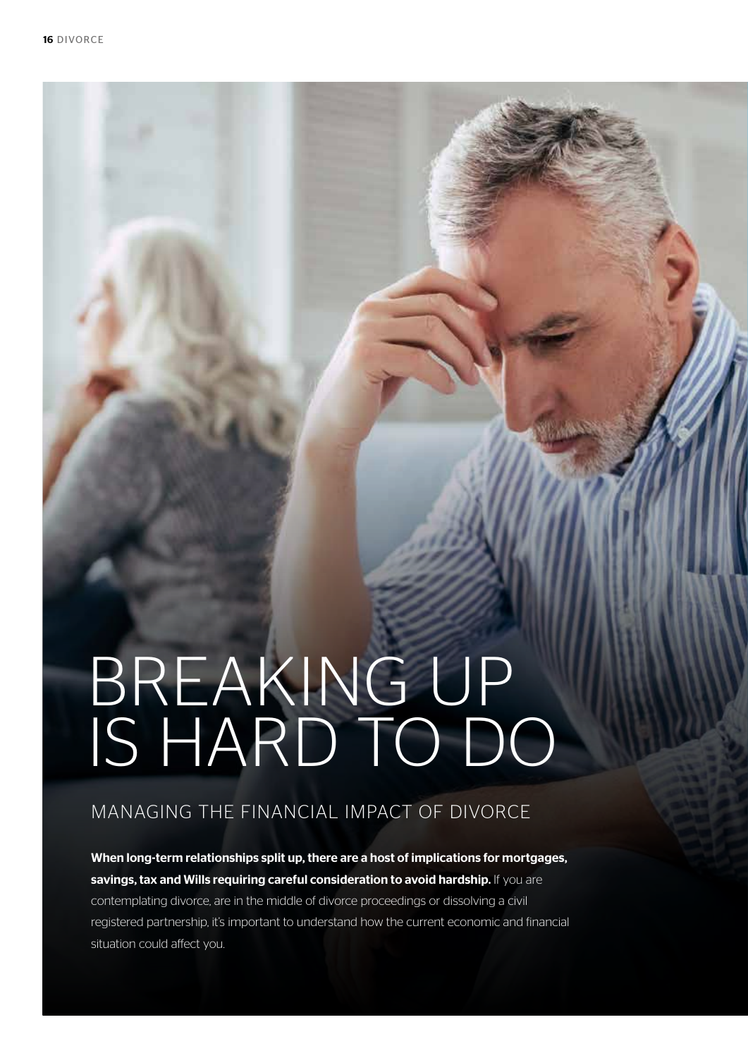# BREAKING UP IS HARD TO DO

## MANAGING THE FINANCIAL IMPACT OF DIVORCE

**When long-term relationships split up, there are a host of implications for mortgages, savings, tax and Wills requiring careful consideration to avoid hardship.** If you are contemplating divorce, are in the middle of divorce proceedings or dissolving a civil registered partnership, it's important to understand how the current economic and financial situation could affect you.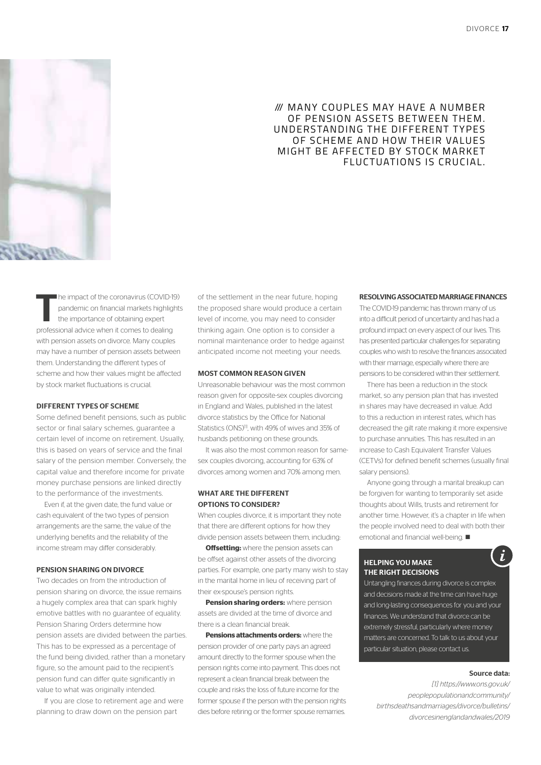/// MANY COUPLES MAY HAVE A NUMBER OF PENSION ASSETS BETWEEN THEM. UNDERSTANDING THE DIFFERENT TYPES OF SCHEME AND HOW THEIR VALUES MIGHT BE AFFECTED BY STOCK MARKET FLUCTUATIONS IS CRUCIAL.

The impact of the coronavirus (COVID-19) pandemic on financial markets highlights the importance of obtaining expert professional advice when it comes to dealing with pension assets on divorce. Many couples may have a number of pension assets between them. Understanding the different types of scheme and how their values might be affected by stock market fluctuations is crucial.

## DIFFERENT TYPES OF SCHEME

Some defined benefit pensions, such as public sector or final salary schemes, guarantee a certain level of income on retirement. Usually, this is based on years of service and the final salary of the pension member. Conversely, the capital value and therefore income for private money purchase pensions are linked directly to the performance of the investments.

Even if, at the given date, the fund value or cash equivalent of the two types of pension arrangements are the same, the value of the underlying benefits and the reliability of the income stream may differ considerably.

## PENSION SHARING ON DIVORCE

Two decades on from the introduction of pension sharing on divorce, the issue remains a hugely complex area that can spark highly emotive battles with no guarantee of equality. Pension Sharing Orders determine how pension assets are divided between the parties. This has to be expressed as a percentage of the fund being divided, rather than a monetary figure, so the amount paid to the recipient's pension fund can differ quite significantly in value to what was originally intended.

If you are close to retirement age and were planning to draw down on the pension part of the settlement in the near future, hoping the proposed share would produce a certain level of income, you may need to consider thinking again. One option is to consider a nominal maintenance order to hedge against anticipated income not meeting your needs.

## MOST COMMON REASON GIVEN

Unreasonable behaviour was the most common reason given for opposite-sex couples divorcing in England and Wales, published in the latest divorce statistics by the Office for National Statistics (ONS)[1], with 49% of wives and 35% of husbands petitioning on these grounds.

It was also the most common reason for same-sex couples divorcing, accounting for 63% of divorces among women and 70% among men.

## WHAT ARE THE DIFFERENT OPTIONS TO CONSIDER?

When couples divorce, it is important they note that there are different options for how they divide pension assets between them, including:

**Offsetting:** where the pension assets can be offset against other assets of the divorcing parties. For example, one party many wish to stay in the marital home in lieu of receiving part of their ex-spouse's pension rights.

**Pension sharing orders:** where pension assets are divided at the time of divorce and there is a clean financial break.

**Pensions attachments orders:** where the pension provider of one party pays an agreed amount directly to the former spouse when the pension rights come into payment. This does not represent a clean financial break between the couple and risks the loss of future income for the former spouse if the person with the pension rights dies before retiring or the former spouse remarries.

## RESOLVING ASSOCIATED MARRIAGE FINANCES

The COVID-19 pandemic has thrown many of us into a difficult period of uncertainty and has had a profound impact on every aspect of our lives. This has presented particular challenges for separating couples who wish to resolve the finances associated with their marriage, especially where there are pensions to be considered within their settlement.

There has been a reduction in the stock market, so any pension plan that has invested in shares may have decreased in value. Add to this a reduction in interest rates, which has decreased the gilt rate making it more expensive to purchase annuities. This has resulted in an increase to Cash Equivalent Transfer Values (CETVs) for defined benefit schemes (usually final salary pensions).

Anyone going through a marital breakup can be forgiven for wanting to temporarily set aside thoughts about Wills, trusts and retirement for another time. However, it's a chapter in life when the people involved need to deal with both their emotional and financial well-being. ■

### HELPING YOU MAKE THE RIGHT DECISIONS

Untangling finances during divorce is complex and decisions made at the time can have huge and long-lasting consequences for you and your finances. We understand that divorce can be extremely stressful, particularly where money matters are concerned. To talk to us about your particular situation, please contact us.

**Source data:**

*[1] https://www.ons.gov.uk/peoplepopulationandcommunity/birthsdeathsandmarriages/divorce/bulletins/divorcesinenglandandwales/2019*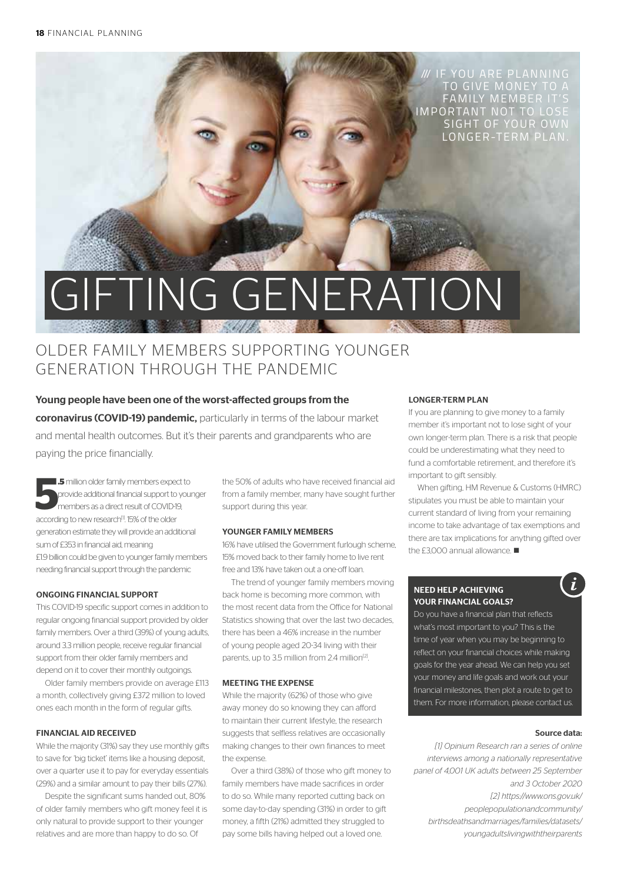/// IF YOU ARE PLANNING TO GIVE MONEY TO A FAMILY MEMBER IT'S IMPORTANT NOT TO LOSE SIGHT OF YOUR OWN LONGER-TERM PLAN.

# GIFTING GENERATION

## OLDER FAMILY MEMBERS SUPPORTING YOUNGER GENERATION THROUGH THE PANDEMIC

**Young people have been one of the worst-affected groups from the coronavirus (COVID-19) pandemic,** particularly in terms of the labour market and mental health outcomes. But it's their parents and grandparents who are paying the price financially.

**5.5** million older family members expect to provide additional financial support to younger members as a direct result of COVID-19, according to new research[1]. 15% of the older generation estimate they will provide an additional sum of £353 in financial aid, meaning £1.9 billion could be given to younger family members needing financial support through the pandemic.

### ONGOING FINANCIAL SUPPORT

This COVID-19 specific support comes in addition to regular ongoing financial support provided by older family members. Over a third (39%) of young adults, around 3.3 million people, receive regular financial support from their older family members and depend on it to cover their monthly outgoings.

Older family members provide on average £113 a month, collectively giving £372 million to loved ones each month in the form of regular gifts.

### FINANCIAL AID RECEIVED

While the majority (31%) say they use monthly gifts to save for 'big ticket' items like a housing deposit, over a quarter use it to pay for everyday essentials (29%) and a similar amount to pay their bills (27%).

Despite the significant sums handed out, 80% of older family members who gift money feel it is only natural to provide support to their younger relatives and are more than happy to do so. Of the 50% of adults who have received financial aid from a family member, many have sought further support during this year.

### YOUNGER FAMILY MEMBERS

16% have utilised the Government furlough scheme, 15% moved back to their family home to live rent free and 13% have taken out a one-off loan.

The trend of younger family members moving back home is becoming more common, with the most recent data from the Office for National Statistics showing that over the last two decades, there has been a 46% increase in the number of young people aged 20-34 living with their parents, up to 3.5 million from 2.4 million[2].

### MEETING THE EXPENSE

While the majority (62%) of those who give away money do so knowing they can afford to maintain their current lifestyle, the research suggests that selfless relatives are occasionally making changes to their own finances to meet the expense.

Over a third (38%) of those who gift money to family members have made sacrifices in order to do so. While many reported cutting back on some day-to-day spending (31%) in order to gift money, a fifth (21%) admitted they struggled to pay some bills having helped out a loved one.

### LONGER-TERM PLAN

If you are planning to give money to a family member it's important not to lose sight of your own longer-term plan. There is a risk that people could be underestimating what they need to fund a comfortable retirement, and therefore it's important to gift sensibly.

When gifting, HM Revenue & Customs (HMRC) stipulates you must be able to maintain your current standard of living from your remaining income to take advantage of tax exemptions and there are tax implications for anything gifted over the £3,000 annual allowance. ■

### NEED HELP ACHIEVING YOUR FINANCIAL GOALS?

Do you have a financial plan that reflects what's most important to you? This is the time of year when you may be beginning to reflect on your financial choices while making goals for the year ahead. We can help you set your money and life goals and work out your financial milestones, then plot a route to get to them. For more information, please contact us.

**Source data:**

*[1] Opinium Research ran a series of online interviews among a nationally representative panel of 4,001 UK adults between 25 September and 3 October 2020*

*[2] https://www.ons.gov.uk/peoplepopulationandcommunity/birthsdeathsandmarriages/families/datasets/youngadultslivingwiththeirparents*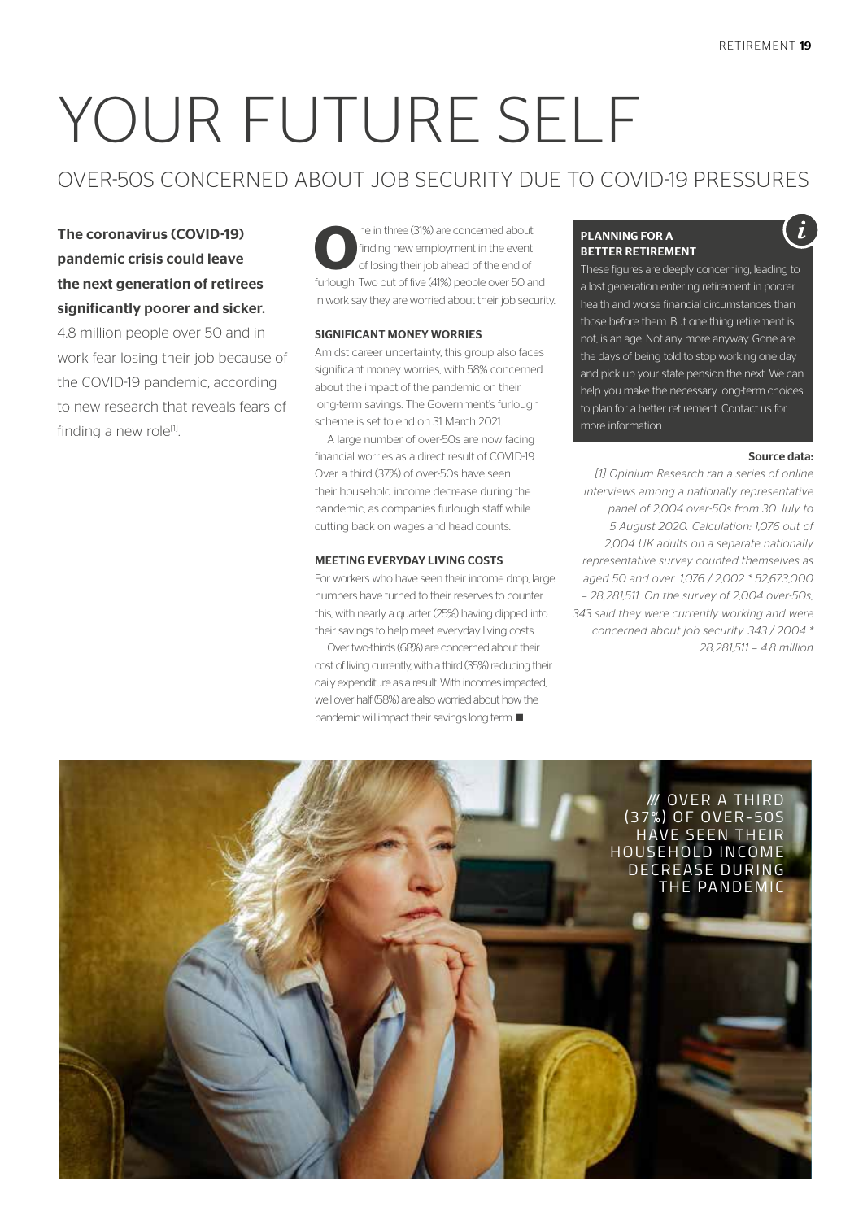# YOUR FUTURE SELF

## OVER-50S CONCERNED ABOUT JOB SECURITY DUE TO COVID-19 PRESSURES

**The coronavirus (COVID-19) pandemic crisis could leave the next generation of retirees significantly poorer and sicker.**

4.8 million people over 50 and in work fear losing their job because of the COVID-19 pandemic, according to new research that reveals fears of finding a new role[1].

One in three (31%) are concerned about finding new employment in the event of losing their job ahead of the end of furlough. Two out of five (41%) people over 50 and in work say they are worried about their job security.

### SIGNIFICANT MONEY WORRIES

Amidst career uncertainty, this group also faces significant money worries, with 58% concerned about the impact of the pandemic on their long-term savings. The Government's furlough scheme is set to end on 31 March 2021.

A large number of over-50s are now facing financial worries as a direct result of COVID-19. Over a third (37%) of over-50s have seen their household income decrease during the pandemic, as companies furlough staff while cutting back on wages and head counts.

### MEETING EVERYDAY LIVING COSTS

For workers who have seen their income drop, large numbers have turned to their reserves to counter this, with nearly a quarter (25%) having dipped into their savings to help meet everyday living costs.

Over two-thirds (68%) are concerned about their cost of living currently, with a third (35%) reducing their daily expenditure as a result. With incomes impacted, well over half (58%) are also worried about how the pandemic will impact their savings long term. ■

### PLANNING FOR A BETTER RETIREMENT

These figures are deeply concerning, leading to a lost generation entering retirement in poorer health and worse financial circumstances than those before them. But one thing retirement is not, is an age. Not any more anyway. Gone are the days of being told to stop working one day and pick up your state pension the next. We can help you make the necessary long-term choices to plan for a better retirement. Contact us for more information.

**Source data:**

*[1] Opinium Research ran a series of online interviews among a nationally representative panel of 2,004 over-50s from 30 July to 5 August 2020. Calculation: 1,076 out of 2,004 UK adults on a separate nationally representative survey counted themselves as aged 50 and over. 1,076 / 2,002 * 52,673,000 = 28,281,511. On the survey of 2,004 over-50s, 343 said they were currently working and were concerned about job security. 343 / 2004 * 28,281,511 = 4.8 million*

/// OVER A THIRD (37%) OF OVER-50S HAVE SEEN THEIR HOUSEHOLD INCOME DECREASE DURING THE PANDEMIC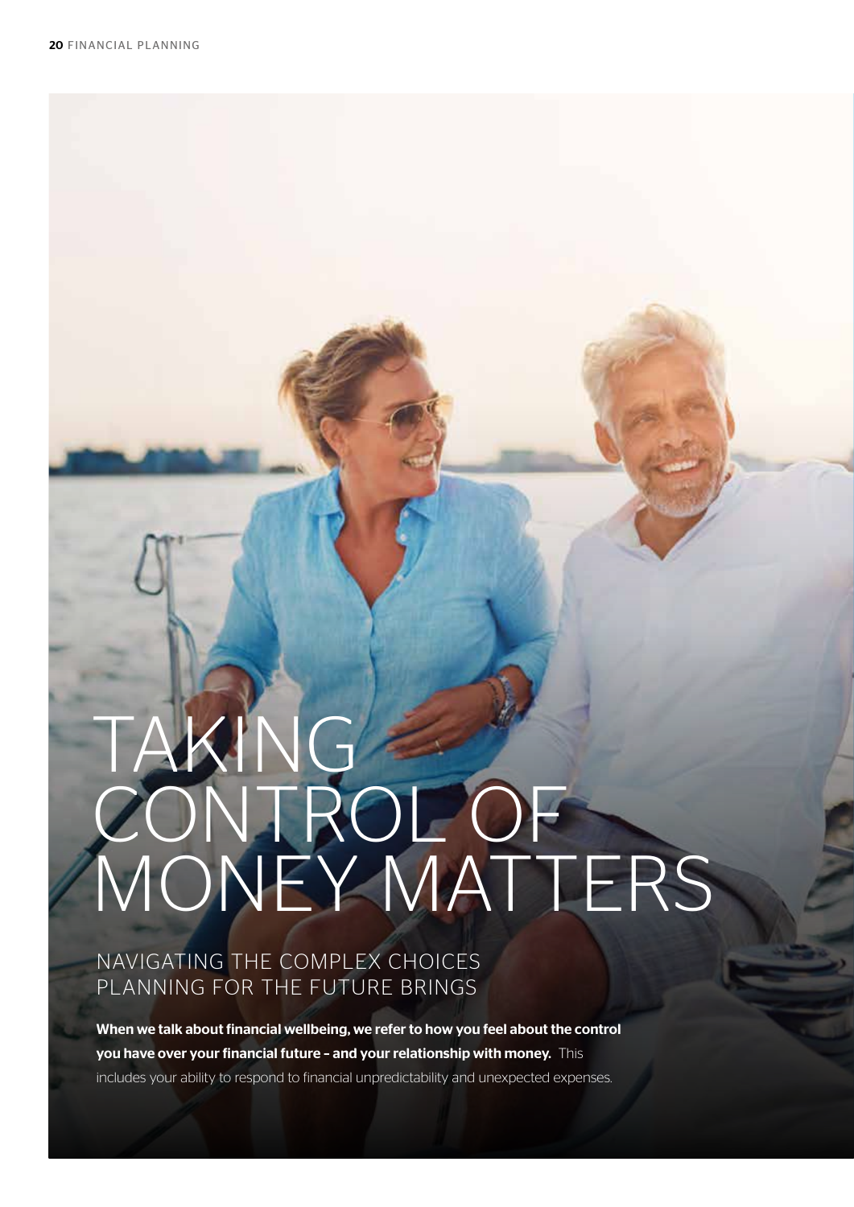# TAKING CONTROL OF MONEY MATTERS

## NAVIGATING THE COMPLEX CHOICES PLANNING FOR THE FUTURE BRINGS

**When we talk about financial wellbeing, we refer to how you feel about the control you have over your financial future – and your relationship with money.** This includes your ability to respond to financial unpredictability and unexpected expenses.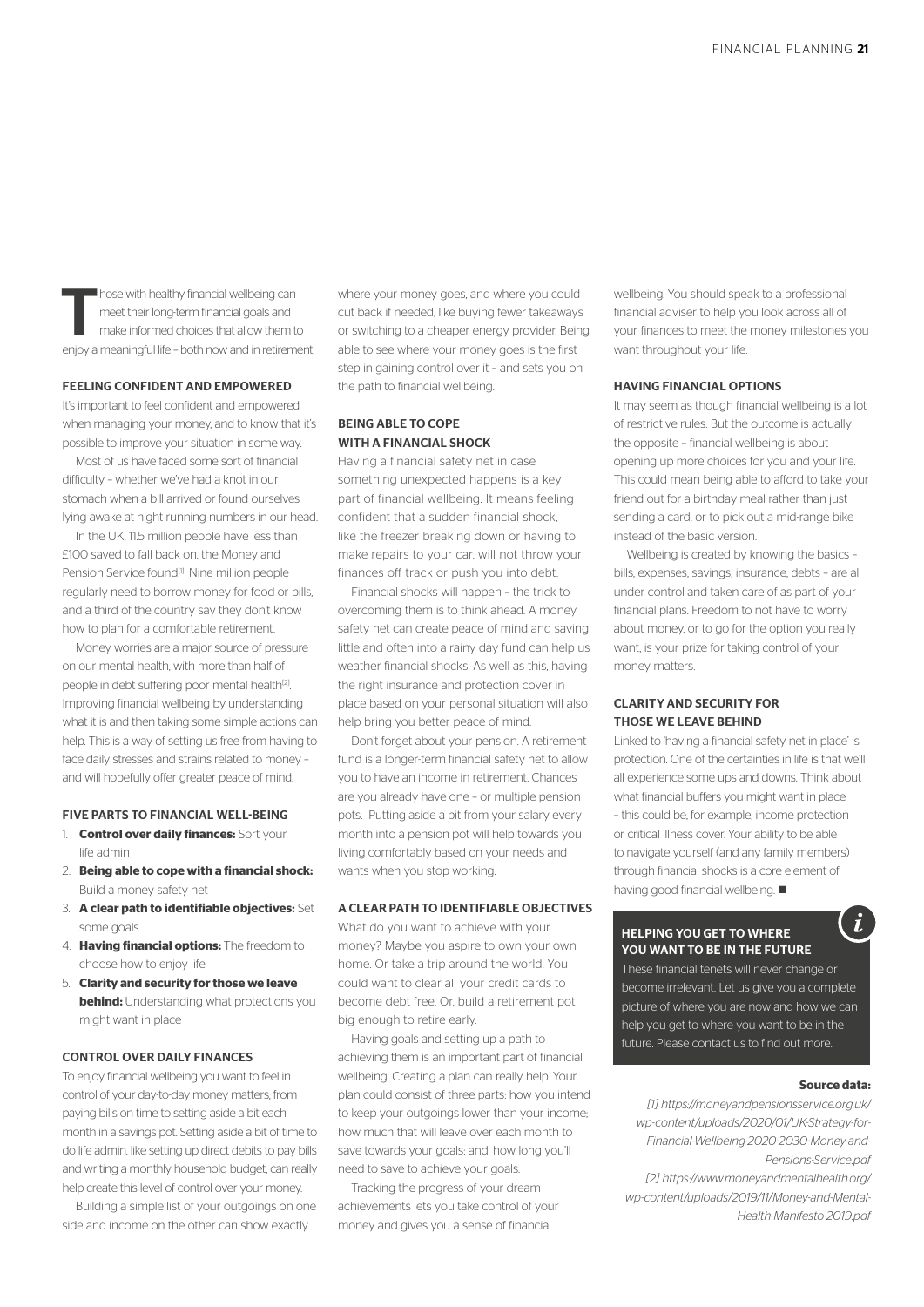Those with healthy financial wellbeing can meet their long-term financial goals and make informed choices that allow them to enjoy a meaningful life – both now and in retirement.

## FEELING CONFIDENT AND EMPOWERED

It's important to feel confident and empowered when managing your money, and to know that it's possible to improve your situation in some way.

Most of us have faced some sort of financial difficulty – whether we've had a knot in our stomach when a bill arrived or found ourselves lying awake at night running numbers in our head.

In the UK, 11.5 million people have less than £100 saved to fall back on, the Money and Pension Service found[1]. Nine million people regularly need to borrow money for food or bills, and a third of the country say they don't know how to plan for a comfortable retirement.

Money worries are a major source of pressure on our mental health, with more than half of people in debt suffering poor mental health[2]. Improving financial wellbeing by understanding what it is and then taking some simple actions can help. This is a way of setting us free from having to face daily stresses and strains related to money – and will hopefully offer greater peace of mind.

## FIVE PARTS TO FINANCIAL WELL-BEING

1. **Control over daily finances:** Sort your life admin
2. **Being able to cope with a financial shock:** Build a money safety net
3. **A clear path to identifiable objectives:** Set some goals
4. **Having financial options:** The freedom to choose how to enjoy life
5. **Clarity and security for those we leave behind:** Understanding what protections you might want in place

## CONTROL OVER DAILY FINANCES

To enjoy financial wellbeing you want to feel in control of your day-to-day money matters, from paying bills on time to setting aside a bit each month in a savings pot. Setting aside a bit of time to do life admin, like setting up direct debits to pay bills and writing a monthly household budget, can really help create this level of control over your money.

Building a simple list of your outgoings on one side and income on the other can show exactly where your money goes, and where you could cut back if needed, like buying fewer takeaways or switching to a cheaper energy provider. Being able to see where your money goes is the first step in gaining control over it – and sets you on the path to financial wellbeing.

## BEING ABLE TO COPE WITH A FINANCIAL SHOCK

Having a financial safety net in case something unexpected happens is a key part of financial wellbeing. It means feeling confident that a sudden financial shock, like the freezer breaking down or having to make repairs to your car, will not throw your finances off track or push you into debt.

Financial shocks will happen – the trick to overcoming them is to think ahead. A money safety net can create peace of mind and saving little and often into a rainy day fund can help us weather financial shocks. As well as this, having the right insurance and protection cover in place based on your personal situation will also help bring you better peace of mind.

Don't forget about your pension. A retirement fund is a longer-term financial safety net to allow you to have an income in retirement. Chances are you already have one – or multiple pension pots. Putting aside a bit from your salary every month into a pension pot will help towards you living comfortably based on your needs and wants when you stop working.

## A CLEAR PATH TO IDENTIFIABLE OBJECTIVES

What do you want to achieve with your money? Maybe you aspire to own your own home. Or take a trip around the world. You could want to clear all your credit cards to become debt free. Or, build a retirement pot big enough to retire early.

Having goals and setting up a path to achieving them is an important part of financial wellbeing. Creating a plan can really help. Your plan could consist of three parts: how you intend to keep your outgoings lower than your income; how much that will leave over each month to save towards your goals; and, how long you'll need to save to achieve your goals.

Tracking the progress of your dream achievements lets you take control of your money and gives you a sense of financial wellbeing. You should speak to a professional financial adviser to help you look across all of your finances to meet the money milestones you want throughout your life.

## HAVING FINANCIAL OPTIONS

It may seem as though financial wellbeing is a lot of restrictive rules. But the outcome is actually the opposite – financial wellbeing is about opening up more choices for you and your life. This could mean being able to afford to take your friend out for a birthday meal rather than just sending a card, or to pick out a mid-range bike instead of the basic version.

Wellbeing is created by knowing the basics – bills, expenses, savings, insurance, debts – are all under control and taken care of as part of your financial plans. Freedom to not have to worry about money, or to go for the option you really want, is your prize for taking control of your money matters.

## CLARITY AND SECURITY FOR THOSE WE LEAVE BEHIND

Linked to 'having a financial safety net in place' is protection. One of the certainties in life is that we'll all experience some ups and downs. Think about what financial buffers you might want in place – this could be, for example, income protection or critical illness cover. Your ability to be able to navigate yourself (and any family members) through financial shocks is a core element of having good financial wellbeing. ■

### HELPING YOU GET TO WHERE YOU WANT TO BE IN THE FUTURE

These financial tenets will never change or become irrelevant. Let us give you a complete picture of where you are now and how we can help you get to where you want to be in the future. Please contact us to find out more.

**Source data:**

*[1] https://moneyandpensionsservice.org.uk/wp-content/uploads/2020/01/UK-Strategy-for-Financial-Wellbeing-2020-2030-Money-and-Pensions-Service.pdf*

*[2] https://www.moneyandmentalhealth.org/wp-content/uploads/2019/11/Money-and-Mental-Health-Manifesto-2019.pdf*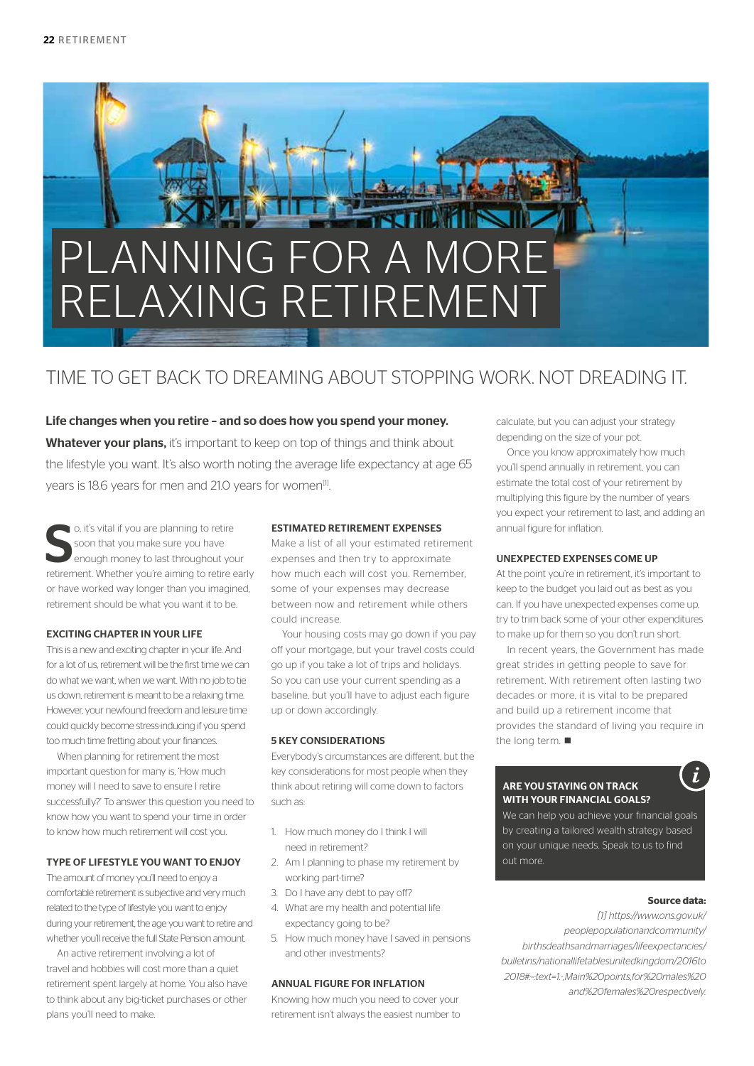# PLANNING FOR A MORE RELAXING RETIREMENT

## TIME TO GET BACK TO DREAMING ABOUT STOPPING WORK. NOT DREADING IT.

**Life changes when you retire – and so does how you spend your money. Whatever your plans,** it's important to keep on top of things and think about the lifestyle you want. It's also worth noting the average life expectancy at age 65 years is 18.6 years for men and 21.0 years for women[1].

So, it's vital if you are planning to retire soon that you make sure you have enough money to last throughout your retirement. Whether you're aiming to retire early or have worked way longer than you imagined, retirement should be what you want it to be.

### EXCITING CHAPTER IN YOUR LIFE

This is a new and exciting chapter in your life. And for a lot of us, retirement will be the first time we can do what we want, when we want. With no job to tie us down, retirement is meant to be a relaxing time. However, your newfound freedom and leisure time could quickly become stress-inducing if you spend too much time fretting about your finances.

When planning for retirement the most important question for many is, 'How much money will I need to save to ensure I retire successfully?' To answer this question you need to know how you want to spend your time in order to know how much retirement will cost you.

### TYPE OF LIFESTYLE YOU WANT TO ENJOY

The amount of money you'll need to enjoy a comfortable retirement is subjective and very much related to the type of lifestyle you want to enjoy during your retirement, the age you want to retire and whether you'll receive the full State Pension amount.

An active retirement involving a lot of travel and hobbies will cost more than a quiet retirement spent largely at home. You also have to think about any big-ticket purchases or other plans you'll need to make.

### ESTIMATED RETIREMENT EXPENSES

Make a list of all your estimated retirement expenses and then try to approximate how much each will cost you. Remember, some of your expenses may decrease between now and retirement while others could increase.

Your housing costs may go down if you pay off your mortgage, but your travel costs could go up if you take a lot of trips and holidays. So you can use your current spending as a baseline, but you'll have to adjust each figure up or down accordingly.

### 5 KEY CONSIDERATIONS

Everybody's circumstances are different, but the key considerations for most people when they think about retiring will come down to factors such as:

1. How much money do I think I will need in retirement?
2. Am I planning to phase my retirement by working part-time?
3. Do I have any debt to pay off?
4. What are my health and potential life expectancy going to be?
5. How much money have I saved in pensions and other investments?

### ANNUAL FIGURE FOR INFLATION

Knowing how much you need to cover your retirement isn't always the easiest number to calculate, but you can adjust your strategy depending on the size of your pot.

Once you know approximately how much you'll spend annually in retirement, you can estimate the total cost of your retirement by multiplying this figure by the number of years you expect your retirement to last, and adding an annual figure for inflation.

### UNEXPECTED EXPENSES COME UP

At the point you're in retirement, it's important to keep to the budget you laid out as best as you can. If you have unexpected expenses come up, try to trim back some of your other expenditures to make up for them so you don't run short.

In recent years, the Government has made great strides in getting people to save for retirement. With retirement often lasting two decades or more, it is vital to be prepared and build up a retirement income that provides the standard of living you require in the long term. ■

### ARE YOU STAYING ON TRACK WITH YOUR FINANCIAL GOALS?

We can help you achieve your financial goals by creating a tailored wealth strategy based on your unique needs. Speak to us to find out more.

**Source data:**

*[1] https://www.ons.gov.uk/peoplepopulationandcommunity/birthsdeathsandmarriages/lifeexpectancies/bulletins/nationallifetablesunitedkingdom/2016to2018#:~:text=1.-,Main%20points,for%20males%20and%20females%20respectively.*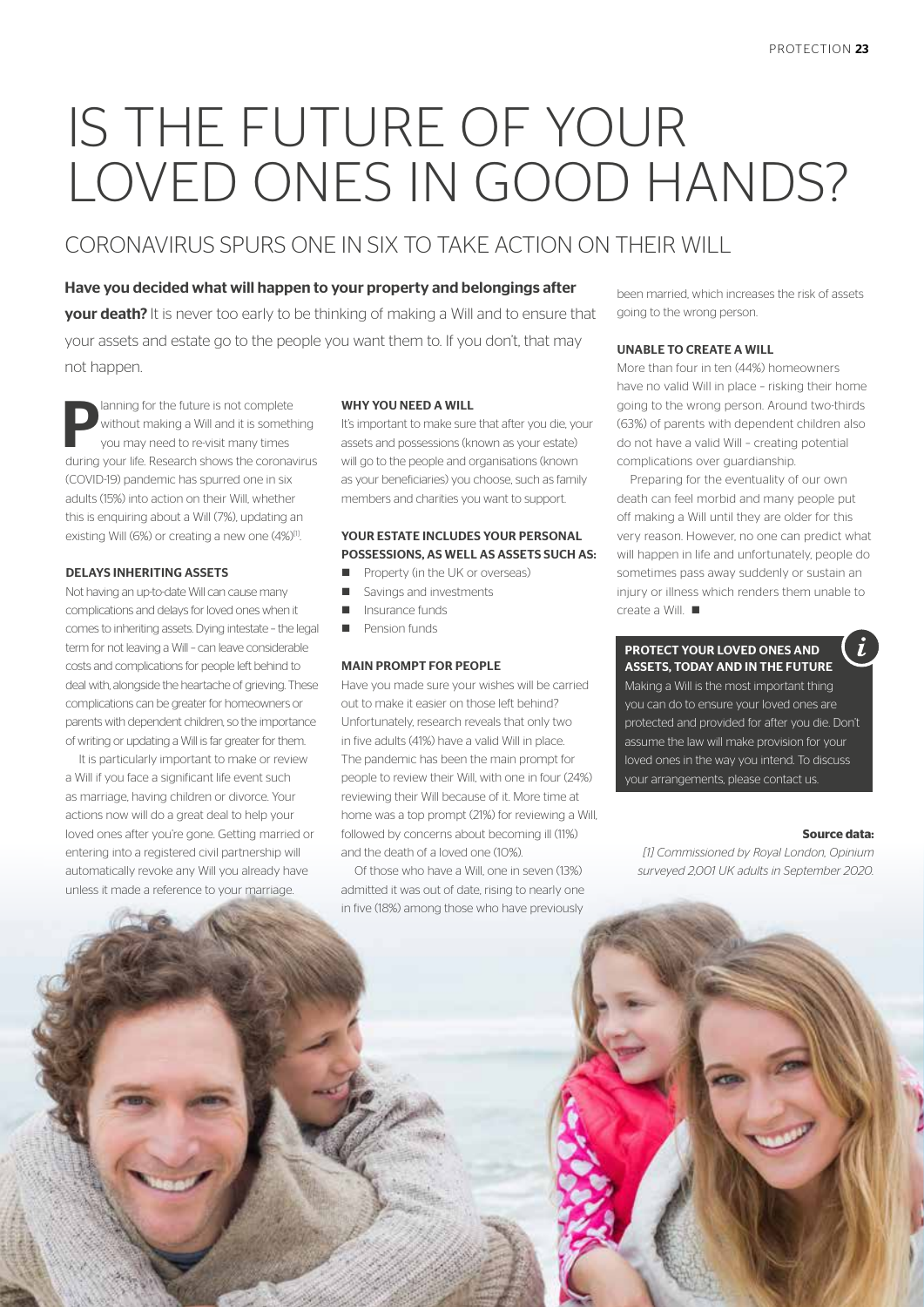# IS THE FUTURE OF YOUR LOVED ONES IN GOOD HANDS?

## CORONAVIRUS SPURS ONE IN SIX TO TAKE ACTION ON THEIR WILL

**Have you decided what will happen to your property and belongings after your death?** It is never too early to be thinking of making a Will and to ensure that your assets and estate go to the people you want them to. If you don't, that may not happen.

Planning for the future is not complete without making a Will and it is something you may need to re-visit many times during your life. Research shows the coronavirus (COVID-19) pandemic has spurred one in six adults (15%) into action on their Will, whether this is enquiring about a Will (7%), updating an existing Will (6%) or creating a new one (4%)[1].

### DELAYS INHERITING ASSETS

Not having an up-to-date Will can cause many complications and delays for loved ones when it comes to inheriting assets. Dying intestate – the legal term for not leaving a Will – can leave considerable costs and complications for people left behind to deal with, alongside the heartache of grieving. These complications can be greater for homeowners or parents with dependent children, so the importance of writing or updating a Will is far greater for them.

It is particularly important to make or review a Will if you face a significant life event such as marriage, having children or divorce. Your actions now will do a great deal to help your loved ones after you're gone. Getting married or entering into a registered civil partnership will automatically revoke any Will you already have unless it made a reference to your marriage.

### WHY YOU NEED A WILL

It's important to make sure that after you die, your assets and possessions (known as your estate) will go to the people and organisations (known as your beneficiaries) you choose, such as family members and charities you want to support.

### YOUR ESTATE INCLUDES YOUR PERSONAL POSSESSIONS, AS WELL AS ASSETS SUCH AS:

- Property (in the UK or overseas)
- Savings and investments
- Insurance funds
- Pension funds

### MAIN PROMPT FOR PEOPLE

Have you made sure your wishes will be carried out to make it easier on those left behind? Unfortunately, research reveals that only two in five adults (41%) have a valid Will in place. The pandemic has been the main prompt for people to review their Will, with one in four (24%) reviewing their Will because of it. More time at home was a top prompt (21%) for reviewing a Will, followed by concerns about becoming ill (11%) and the death of a loved one (10%).

Of those who have a Will, one in seven (13%) admitted it was out of date, rising to nearly one in five (18%) among those who have previously been married, which increases the risk of assets going to the wrong person.

### UNABLE TO CREATE A WILL

More than four in ten (44%) homeowners have no valid Will in place – risking their home going to the wrong person. Around two-thirds (63%) of parents with dependent children also do not have a valid Will – creating potential complications over guardianship.

Preparing for the eventuality of our own death can feel morbid and many people put off making a Will until they are older for this very reason. However, no one can predict what will happen in life and unfortunately, people do sometimes pass away suddenly or sustain an injury or illness which renders them unable to create a Will. ■

### PROTECT YOUR LOVED ONES AND ASSETS, TODAY AND IN THE FUTURE

Making a Will is the most important thing you can do to ensure your loved ones are protected and provided for after you die. Don't assume the law will make provision for your loved ones in the way you intend. To discuss your arrangements, please contact us.

**Source data:**

*[1] Commissioned by Royal London, Opinium surveyed 2,001 UK adults in September 2020.*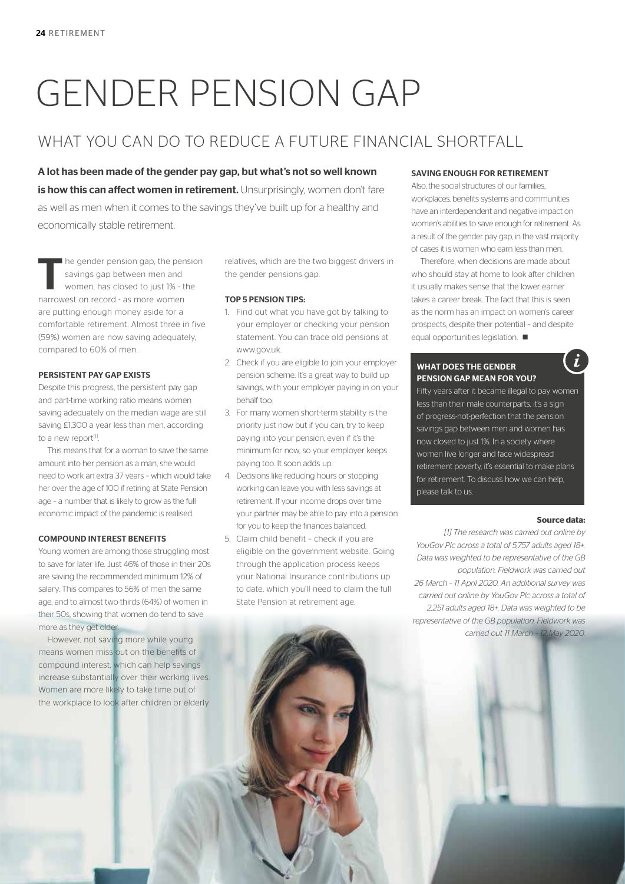# GENDER PENSION GAP

## WHAT YOU CAN DO TO REDUCE A FUTURE FINANCIAL SHORTFALL

**A lot has been made of the gender pay gap, but what's not so well known is how this can affect women in retirement.** Unsurprisingly, women don't fare as well as men when it comes to the savings they've built up for a healthy and economically stable retirement.

The gender pension gap, the pension savings gap between men and women, has closed to just 1% - the narrowest on record - as more women are putting enough money aside for a comfortable retirement. Almost three in five (59%) women are now saving adequately, compared to 60% of men.

### PERSISTENT PAY GAP EXISTS

Despite this progress, the persistent pay gap and part-time working ratio means women saving adequately on the median wage are still saving £1,300 a year less than men, according to a new report[1].

This means that for a woman to save the same amount into her pension as a man, she would need to work an extra 37 years – which would take her over the age of 100 if retiring at State Pension age – a number that is likely to grow as the full economic impact of the pandemic is realised.

### COMPOUND INTEREST BENEFITS

Young women are among those struggling most to save for later life. Just 46% of those in their 20s are saving the recommended minimum 12% of salary. This compares to 56% of men the same age, and to almost two-thirds (64%) of women in their 50s, showing that women do tend to save more as they get older.

However, not saving more while young means women miss out on the benefits of compound interest, which can help savings increase substantially over their working lives. Women are more likely to take time out of the workplace to look after children or elderly relatives, which are the two biggest drivers in the gender pensions gap.

### TOP 5 PENSION TIPS:

1. Find out what you have got by talking to your employer or checking your pension statement. You can trace old pensions at www.gov.uk.
2. Check if you are eligible to join your employer pension scheme. It's a great way to build up savings, with your employer paying in on your behalf too.
3. For many women short-term stability is the priority just now but if you can, try to keep paying into your pension, even if it's the minimum for now, so your employer keeps paying too. It soon adds up.
4. Decisions like reducing hours or stopping working can leave you with less savings at retirement. If your income drops over time your partner may be able to pay into a pension for you to keep the finances balanced.
5. Claim child benefit – check if you are eligible on the government website. Going through the application process keeps your National Insurance contributions up to date, which you'll need to claim the full State Pension at retirement age.

### SAVING ENOUGH FOR RETIREMENT

Also, the social structures of our families, workplaces, benefits systems and communities have an interdependent and negative impact on women's abilities to save enough for retirement. As a result of the gender pay gap, in the vast majority of cases it is women who earn less than men.

Therefore, when decisions are made about who should stay at home to look after children it usually makes sense that the lower earner takes a career break. The fact that this is seen as the norm has an impact on women's career prospects, despite their potential – and despite equal opportunities legislation. ■

### WHAT DOES THE GENDER PENSION GAP MEAN FOR YOU?

Fifty years after it became illegal to pay women less than their male counterparts, it's a sign of progress-not-perfection that the pension savings gap between men and women has now closed to just 1%. In a society where women live longer and face widespread retirement poverty, it's essential to make plans for retirement. To discuss how we can help, please talk to us.

**Source data:**

*[1] The research was carried out online by YouGov Plc across a total of 5,757 adults aged 18+. Data was weighted to be representative of the GB population. Fieldwork was carried out 26 March – 11 April 2020. An additional survey was carried out online by YouGov Plc across a total of 2,251 adults aged 18+. Data was weighted to be representative of the GB population. Fieldwork was carried out 11 March – 12 May 2020.*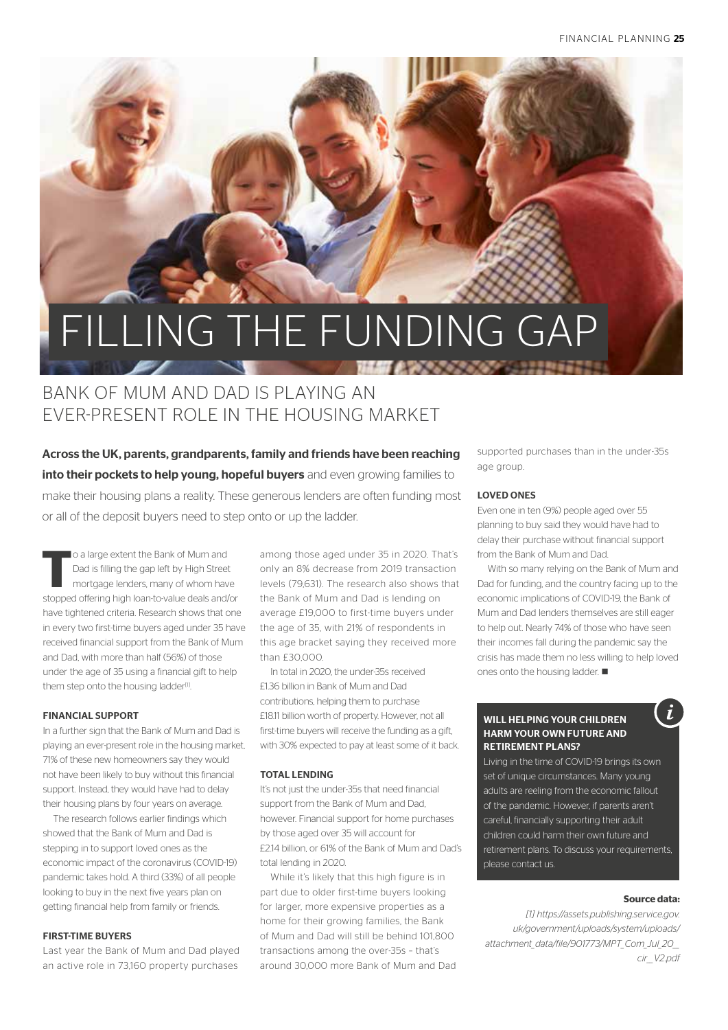# FILLING THE FUNDING GAP

## BANK OF MUM AND DAD IS PLAYING AN EVER-PRESENT ROLE IN THE HOUSING MARKET

**Across the UK, parents, grandparents, family and friends have been reaching into their pockets to help young, hopeful buyers** and even growing families to make their housing plans a reality. These generous lenders are often funding most or all of the deposit buyers need to step onto or up the ladder.

To a large extent the Bank of Mum and Dad is filling the gap left by High Street mortgage lenders, many of whom have stopped offering high loan-to-value deals and/or have tightened criteria. Research shows that one in every two first-time buyers aged under 35 have received financial support from the Bank of Mum and Dad, with more than half (56%) of those under the age of 35 using a financial gift to help them step onto the housing ladder[1].

### FINANCIAL SUPPORT

In a further sign that the Bank of Mum and Dad is playing an ever-present role in the housing market, 71% of these new homeowners say they would not have been likely to buy without this financial support. Instead, they would have had to delay their housing plans by four years on average.

The research follows earlier findings which showed that the Bank of Mum and Dad is stepping in to support loved ones as the economic impact of the coronavirus (COVID-19) pandemic takes hold. A third (33%) of all people looking to buy in the next five years plan on getting financial help from family or friends.

### FIRST-TIME BUYERS

Last year the Bank of Mum and Dad played an active role in 73,160 property purchases among those aged under 35 in 2020. That's only an 8% decrease from 2019 transaction levels (79,631). The research also shows that the Bank of Mum and Dad is lending on average £19,000 to first-time buyers under the age of 35, with 21% of respondents in this age bracket saying they received more than £30,000.

In total in 2020, the under-35s received £1.36 billion in Bank of Mum and Dad contributions, helping them to purchase £18.11 billion worth of property. However, not all first-time buyers will receive the funding as a gift, with 30% expected to pay at least some of it back.

### TOTAL LENDING

It's not just the under-35s that need financial support from the Bank of Mum and Dad, however. Financial support for home purchases by those aged over 35 will account for £2.14 billion, or 61% of the Bank of Mum and Dad's total lending in 2020.

While it's likely that this high figure is in part due to older first-time buyers looking for larger, more expensive properties as a home for their growing families, the Bank of Mum and Dad will still be behind 101,800 transactions among the over-35s – that's around 30,000 more Bank of Mum and Dad supported purchases than in the under-35s age group.

### LOVED ONES

Even one in ten (9%) people aged over 55 planning to buy said they would have had to delay their purchase without financial support from the Bank of Mum and Dad.

With so many relying on the Bank of Mum and Dad for funding, and the country facing up to the economic implications of COVID-19, the Bank of Mum and Dad lenders themselves are still eager to help out. Nearly 74% of those who have seen their incomes fall during the pandemic say the crisis has made them no less willing to help loved ones onto the housing ladder. ■

### WILL HELPING YOUR CHILDREN HARM YOUR OWN FUTURE AND RETIREMENT PLANS?

Living in the time of COVID-19 brings its own set of unique circumstances. Many young adults are reeling from the economic fallout of the pandemic. However, if parents aren't careful, financially supporting their adult children could harm their own future and retirement plans. To discuss your requirements, please contact us.

**Source data:**

*[1] https://assets.publishing.service.gov.uk/government/uploads/system/uploads/attachment_data/file/901773/MPT_Com_Jul_20__cir_V2.pdf*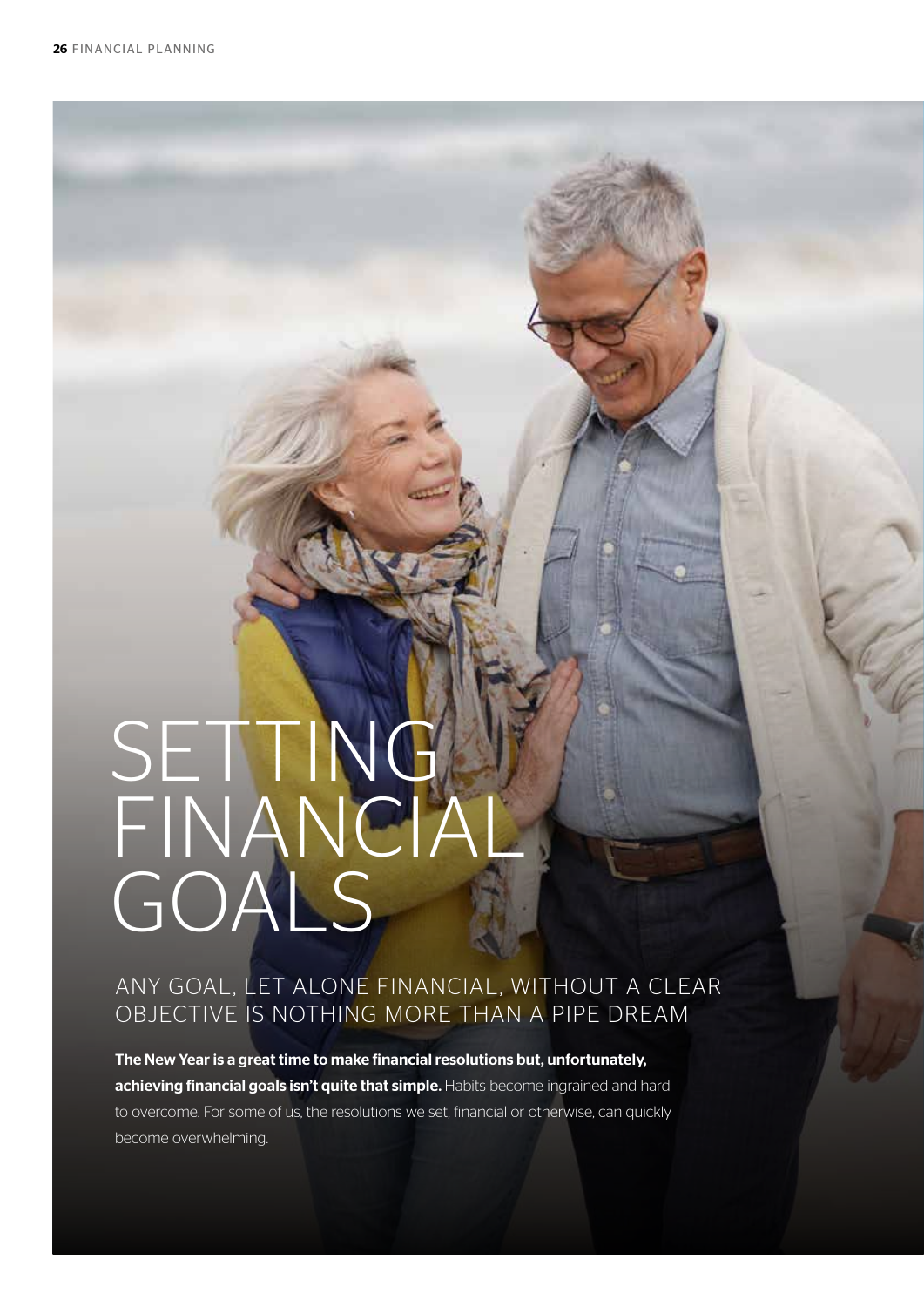# SETTING FINANCIAL GOALS

## ANY GOAL, LET ALONE FINANCIAL, WITHOUT A CLEAR OBJECTIVE IS NOTHING MORE THAN A PIPE DREAM

**The New Year is a great time to make financial resolutions but, unfortunately, achieving financial goals isn't quite that simple.** Habits become ingrained and hard to overcome. For some of us, the resolutions we set, financial or otherwise, can quickly become overwhelming.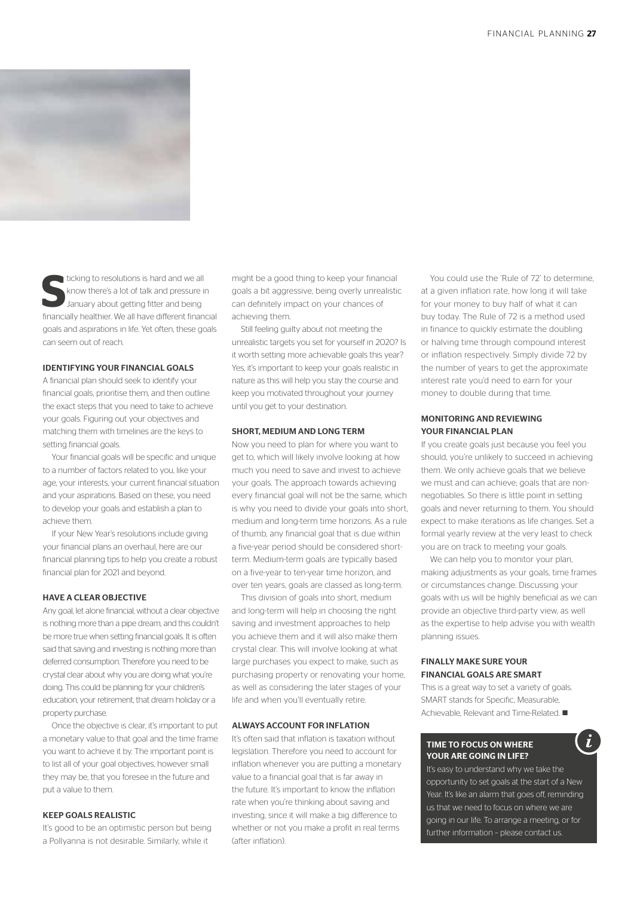Sticking to resolutions is hard and we all know there's a lot of talk and pressure in January about getting fitter and being financially healthier. We all have different financial goals and aspirations in life. Yet often, these goals can seem out of reach.

### IDENTIFYING YOUR FINANCIAL GOALS

A financial plan should seek to identify your financial goals, prioritise them, and then outline the exact steps that you need to take to achieve your goals. Figuring out your objectives and matching them with timelines are the keys to setting financial goals.

Your financial goals will be specific and unique to a number of factors related to you, like your age, your interests, your current financial situation and your aspirations. Based on these, you need to develop your goals and establish a plan to achieve them.

If your New Year's resolutions include giving your financial plans an overhaul, here are our financial planning tips to help you create a robust financial plan for 2021 and beyond.

### HAVE A CLEAR OBJECTIVE

Any goal, let alone financial, without a clear objective is nothing more than a pipe dream, and this couldn't be more true when setting financial goals. It is often said that saving and investing is nothing more than deferred consumption. Therefore you need to be crystal clear about why you are doing what you're doing. This could be planning for your children's education, your retirement, that dream holiday or a property purchase.

Once the objective is clear, it's important to put a monetary value to that goal and the time frame you want to achieve it by. The important point is to list all of your goal objectives, however small they may be, that you foresee in the future and put a value to them.

### KEEP GOALS REALISTIC

It's good to be an optimistic person but being a Pollyanna is not desirable. Similarly, while it might be a good thing to keep your financial goals a bit aggressive, being overly unrealistic can definitely impact on your chances of achieving them.

Still feeling guilty about not meeting the unrealistic targets you set for yourself in 2020? Is it worth setting more achievable goals this year? Yes, it's important to keep your goals realistic in nature as this will help you stay the course and keep you motivated throughout your journey until you get to your destination.

### SHORT, MEDIUM AND LONG TERM

Now you need to plan for where you want to get to, which will likely involve looking at how much you need to save and invest to achieve your goals. The approach towards achieving every financial goal will not be the same, which is why you need to divide your goals into short, medium and long-term time horizons. As a rule of thumb, any financial goal that is due within a five-year period should be considered short-term. Medium-term goals are typically based on a five-year to ten-year time horizon, and over ten years, goals are classed as long-term.

This division of goals into short, medium and long-term will help in choosing the right saving and investment approaches to help you achieve them and it will also make them crystal clear. This will involve looking at what large purchases you expect to make, such as purchasing property or renovating your home, as well as considering the later stages of your life and when you'll eventually retire.

### ALWAYS ACCOUNT FOR INFLATION

It's often said that inflation is taxation without legislation. Therefore you need to account for inflation whenever you are putting a monetary value to a financial goal that is far away in the future. It's important to know the inflation rate when you're thinking about saving and investing, since it will make a big difference to whether or not you make a profit in real terms (after inflation).

You could use the 'Rule of 72' to determine, at a given inflation rate, how long it will take for your money to buy half of what it can buy today. The Rule of 72 is a method used in finance to quickly estimate the doubling or halving time through compound interest or inflation respectively. Simply divide 72 by the number of years to get the approximate interest rate you'd need to earn for your money to double during that time.

### MONITORING AND REVIEWING YOUR FINANCIAL PLAN

If you create goals just because you feel you should, you're unlikely to succeed in achieving them. We only achieve goals that we believe we must and can achieve; goals that are non-negotiables. So there is little point in setting goals and never returning to them. You should expect to make iterations as life changes. Set a formal yearly review at the very least to check you are on track to meeting your goals.

We can help you to monitor your plan, making adjustments as your goals, time frames or circumstances change. Discussing your goals with us will be highly beneficial as we can provide an objective third-party view, as well as the expertise to help advise you with wealth planning issues.

### FINALLY MAKE SURE YOUR FINANCIAL GOALS ARE SMART

This is a great way to set a variety of goals. SMART stands for Specific, Measurable, Achievable, Relevant and Time-Related. ■

### TIME TO FOCUS ON WHERE YOUR ARE GOING IN LIFE?

It's easy to understand why we take the opportunity to set goals at the start of a New Year. It's like an alarm that goes off, reminding us that we need to focus on where we are going in our life. To arrange a meeting, or for further information – please contact us.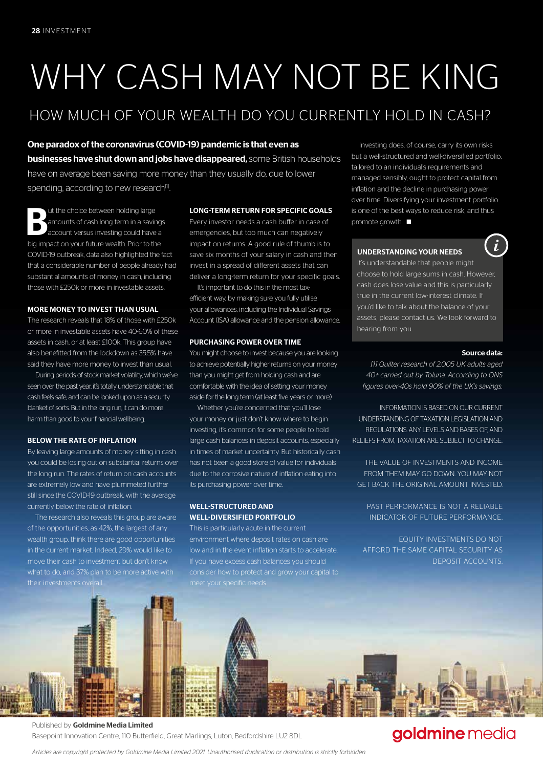# WHY CASH MAY NOT BE KING

## HOW MUCH OF YOUR WEALTH DO YOU CURRENTLY HOLD IN CASH?

**One paradox of the coronavirus (COVID-19) pandemic is that even as businesses have shut down and jobs have disappeared,** some British households have on average been saving more money than they usually do, due to lower spending, according to new research[1].

But the choice between holding large amounts of cash long term in a savings account versus investing could have a big impact on your future wealth. Prior to the COVID-19 outbreak, data also highlighted the fact that a considerable number of people already had substantial amounts of money in cash, including those with £250k or more in investable assets.

### MORE MONEY TO INVEST THAN USUAL

The research reveals that 18% of those with £250k or more in investable assets have 40-60% of these assets in cash, or at least £100k. This group have also benefitted from the lockdown as 35.5% have said they have more money to invest than usual.

During periods of stock market volatility, which we've seen over the past year, it's totally understandable that cash feels safe, and can be looked upon as a security blanket of sorts. But in the long run, it can do more harm than good to your financial wellbeing.

### BELOW THE RATE OF INFLATION

By leaving large amounts of money sitting in cash you could be losing out on substantial returns over the long run. The rates of return on cash accounts are extremely low and have plummeted further still since the COVID-19 outbreak, with the average currently below the rate of inflation.

The research also reveals this group are aware of the opportunities, as 42%, the largest of any wealth group, think there are good opportunities in the current market. Indeed, 29% would like to move their cash to investment but don't know what to do, and 37% plan to be more active with their investments overall.

### LONG-TERM RETURN FOR SPECIFIC GOALS

Every investor needs a cash buffer in case of emergencies, but too much cash can negatively impact on returns. A good rule of thumb is to save six months of your salary in cash and then invest in a spread of different assets that can deliver a long-term return for your specific goals.

It's important to do this in the most tax-efficient way, by making sure you fully utilise your allowances, including the Individual Savings Account (ISA) allowance and the pension allowance.

### PURCHASING POWER OVER TIME

You might choose to invest because you are looking to achieve potentially higher returns on your money than you might get from holding cash and are comfortable with the idea of setting your money aside for the long term (at least five years or more).

Whether you're concerned that you'll lose your money or just don't know where to begin investing, it's common for some people to hold large cash balances in deposit accounts, especially in times of market uncertainty. But historically cash has not been a good store of value for individuals due to the corrosive nature of inflation eating into its purchasing power over time.

### WELL-STRUCTURED AND WELL-DIVERSIFIED PORTFOLIO

This is particularly acute in the current environment where deposit rates on cash are low and in the event inflation starts to accelerate. If you have excess cash balances you should consider how to protect and grow your capital to meet your specific needs.

Investing does, of course, carry its own risks but a well-structured and well-diversified portfolio, tailored to an individual's requirements and managed sensibly, ought to protect capital from inflation and the decline in purchasing power over time. Diversifying your investment portfolio is one of the best ways to reduce risk, and thus promote growth. ■

### UNDERSTANDING YOUR NEEDS

It's understandable that people might choose to hold large sums in cash. However, cash does lose value and this is particularly true in the current low-interest climate. If you'd like to talk about the balance of your assets, please contact us. We look forward to hearing from you.

**Source data:**

*[1] Quilter research of 2,005 UK adults aged 40+ carried out by Toluna. According to ONS figures over-40s hold 90% of the UK's savings.*

INFORMATION IS BASED ON OUR CURRENT UNDERSTANDING OF TAXATION LEGISLATION AND REGULATIONS. ANY LEVELS AND BASES OF, AND RELIEFS FROM, TAXATION ARE SUBJECT TO CHANGE.

THE VALUE OF INVESTMENTS AND INCOME FROM THEM MAY GO DOWN. YOU MAY NOT GET BACK THE ORIGINAL AMOUNT INVESTED.

PAST PERFORMANCE IS NOT A RELIABLE INDICATOR OF FUTURE PERFORMANCE.

EQUITY INVESTMENTS DO NOT AFFORD THE SAME CAPITAL SECURITY AS DEPOSIT ACCOUNTS.

Published by **Goldmine Media Limited**
Basepoint Innovation Centre, 110 Butterfield, Great Marlings, Luton, Bedfordshire LU2 8DL

goldmine media

*Articles are copyright protected by Goldmine Media Limited 2021. Unauthorised duplication or distribution is strictly forbidden.*